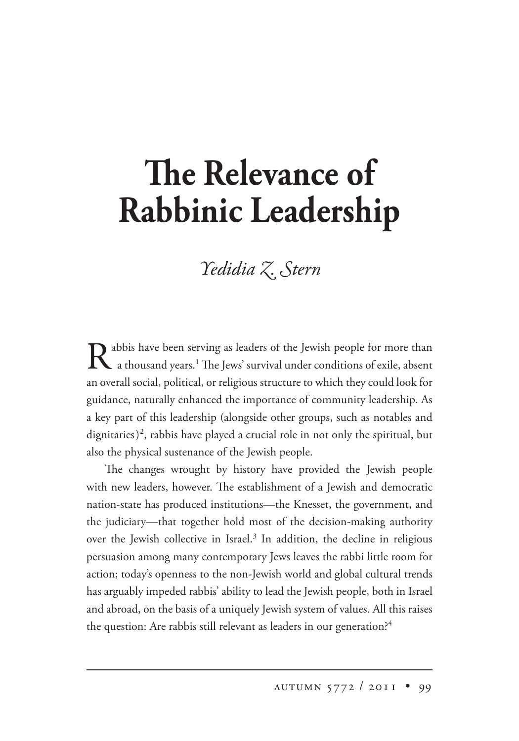# The Relevance of Rabbinic Leadership

*Yedidia Z. Stern*

Rabbis have been serving as leaders of the Jewish people for more than a thousand years.[1] The Jews' survival under conditions of exile, absent an overall social, political, or religious structure to which they could look for guidance, naturally enhanced the importance of community leadership. As a key part of this leadership (alongside other groups, such as notables and dignitaries)[2], rabbis have played a crucial role in not only the spiritual, but also the physical sustenance of the Jewish people.

The changes wrought by history have provided the Jewish people with new leaders, however. The establishment of a Jewish and democratic nation-state has produced institutions—the Knesset, the government, and the judiciary—that together hold most of the decision-making authority over the Jewish collective in Israel.[3] In addition, the decline in religious persuasion among many contemporary Jews leaves the rabbi little room for action; today's openness to the non-Jewish world and global cultural trends has arguably impeded rabbis' ability to lead the Jewish people, both in Israel and abroad, on the basis of a uniquely Jewish system of values. All this raises the question: Are rabbis still relevant as leaders in our generation?[4]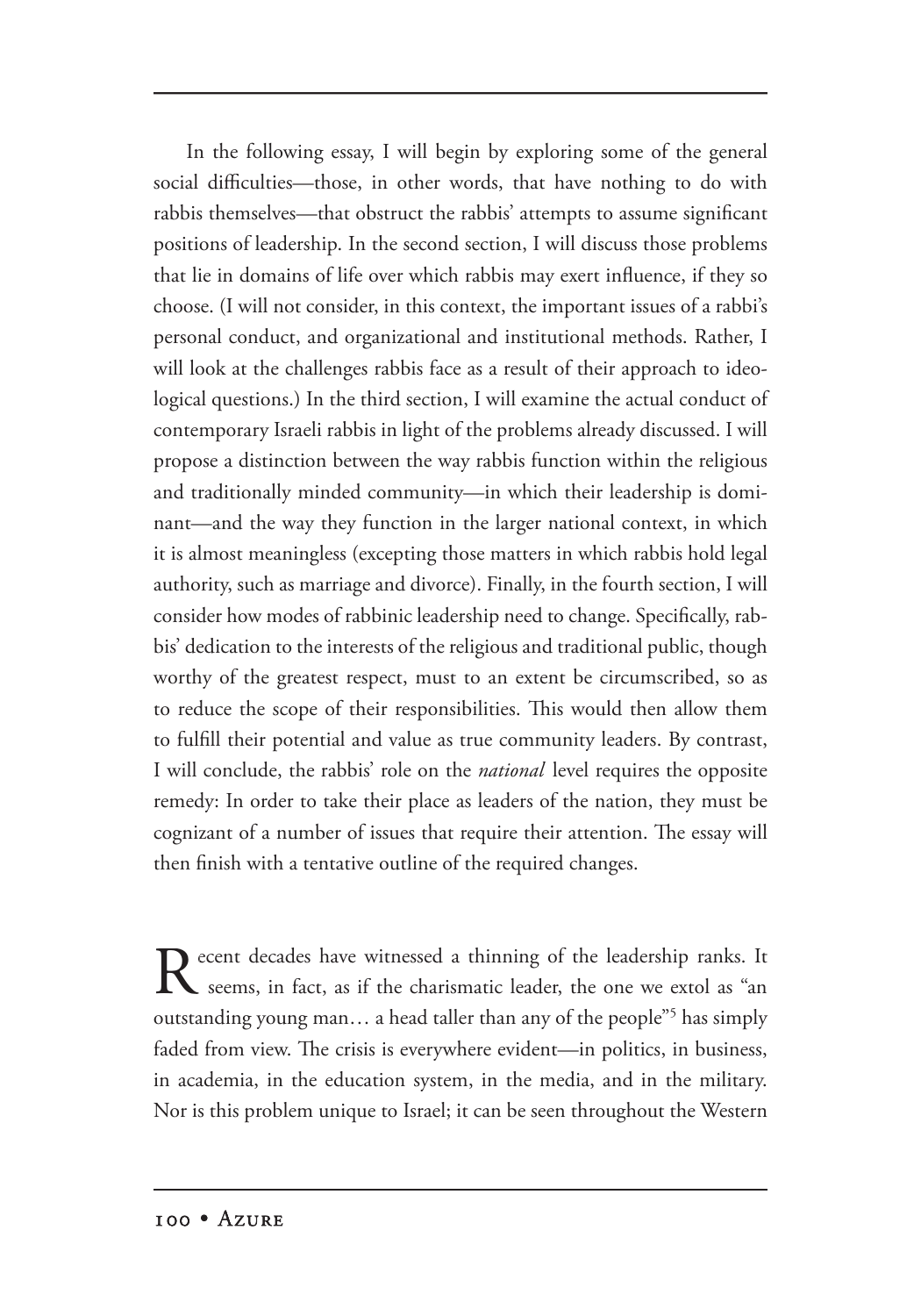In the following essay, I will begin by exploring some of the general social difficulties—those, in other words, that have nothing to do with rabbis themselves—that obstruct the rabbis' attempts to assume significant positions of leadership. In the second section, I will discuss those problems that lie in domains of life over which rabbis may exert influence, if they so choose. (I will not consider, in this context, the important issues of a rabbi's personal conduct, and organizational and institutional methods. Rather, I will look at the challenges rabbis face as a result of their approach to ideological questions.) In the third section, I will examine the actual conduct of contemporary Israeli rabbis in light of the problems already discussed. I will propose a distinction between the way rabbis function within the religious and traditionally minded community—in which their leadership is dominant—and the way they function in the larger national context, in which it is almost meaningless (excepting those matters in which rabbis hold legal authority, such as marriage and divorce). Finally, in the fourth section, I will consider how modes of rabbinic leadership need to change. Specifically, rabbis' dedication to the interests of the religious and traditional public, though worthy of the greatest respect, must to an extent be circumscribed, so as to reduce the scope of their responsibilities. This would then allow them to fulfill their potential and value as true community leaders. By contrast, I will conclude, the rabbis' role on the *national* level requires the opposite remedy: In order to take their place as leaders of the nation, they must be cognizant of a number of issues that require their attention. The essay will then finish with a tentative outline of the required changes.

Recent decades have witnessed a thinning of the leadership ranks. It seems, in fact, as if the charismatic leader, the one we extol as "an outstanding young man… a head taller than any of the people"[5] has simply faded from view. The crisis is everywhere evident—in politics, in business, in academia, in the education system, in the media, and in the military. Nor is this problem unique to Israel; it can be seen throughout the Western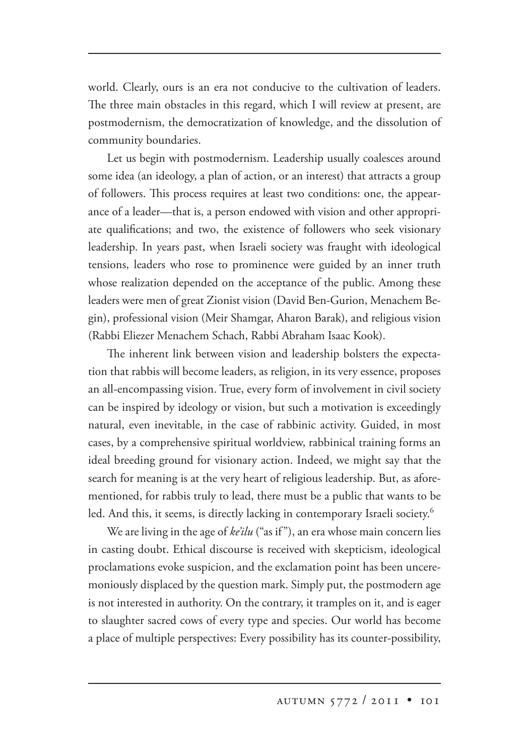world. Clearly, ours is an era not conducive to the cultivation of leaders. The three main obstacles in this regard, which I will review at present, are postmodernism, the democratization of knowledge, and the dissolution of community boundaries.

Let us begin with postmodernism. Leadership usually coalesces around some idea (an ideology, a plan of action, or an interest) that attracts a group of followers. This process requires at least two conditions: one, the appearance of a leader—that is, a person endowed with vision and other appropriate qualifications; and two, the existence of followers who seek visionary leadership. In years past, when Israeli society was fraught with ideological tensions, leaders who rose to prominence were guided by an inner truth whose realization depended on the acceptance of the public. Among these leaders were men of great Zionist vision (David Ben-Gurion, Menachem Begin), professional vision (Meir Shamgar, Aharon Barak), and religious vision (Rabbi Eliezer Menachem Schach, Rabbi Abraham Isaac Kook).

The inherent link between vision and leadership bolsters the expectation that rabbis will become leaders, as religion, in its very essence, proposes an all-encompassing vision. True, every form of involvement in civil society can be inspired by ideology or vision, but such a motivation is exceedingly natural, even inevitable, in the case of rabbinic activity. Guided, in most cases, by a comprehensive spiritual worldview, rabbinical training forms an ideal breeding ground for visionary action. Indeed, we might say that the search for meaning is at the very heart of religious leadership. But, as aforementioned, for rabbis truly to lead, there must be a public that wants to be led. And this, it seems, is directly lacking in contemporary Israeli society.[6]

We are living in the age of *ke'ilu* ("as if"), an era whose main concern lies in casting doubt. Ethical discourse is received with skepticism, ideological proclamations evoke suspicion, and the exclamation point has been unceremoniously displaced by the question mark. Simply put, the postmodern age is not interested in authority. On the contrary, it tramples on it, and is eager to slaughter sacred cows of every type and species. Our world has become a place of multiple perspectives: Every possibility has its counter-possibility,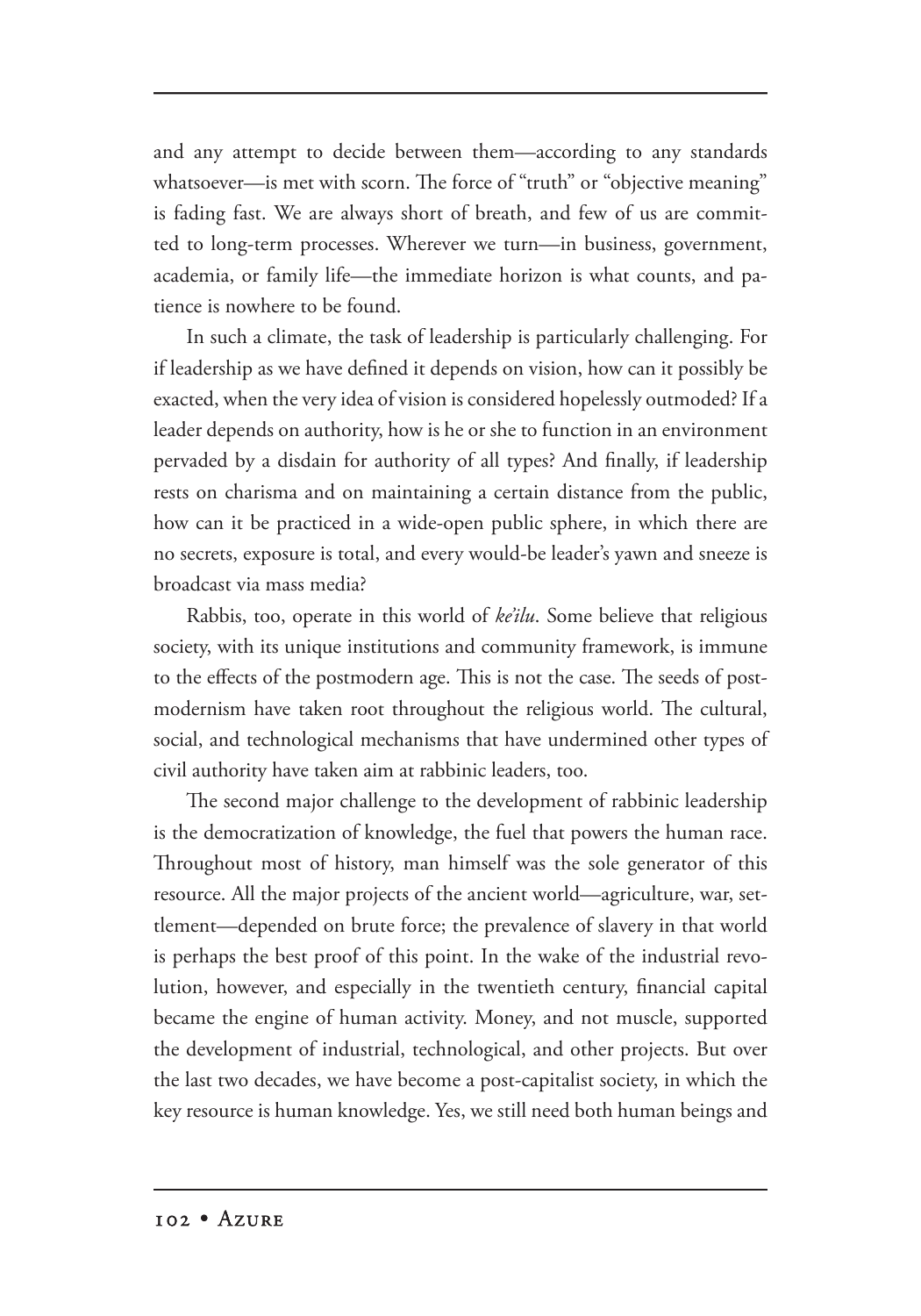and any attempt to decide between them—according to any standards whatsoever—is met with scorn. The force of "truth" or "objective meaning" is fading fast. We are always short of breath, and few of us are committed to long-term processes. Wherever we turn—in business, government, academia, or family life—the immediate horizon is what counts, and patience is nowhere to be found.

In such a climate, the task of leadership is particularly challenging. For if leadership as we have defined it depends on vision, how can it possibly be exacted, when the very idea of vision is considered hopelessly outmoded? If a leader depends on authority, how is he or she to function in an environment pervaded by a disdain for authority of all types? And finally, if leadership rests on charisma and on maintaining a certain distance from the public, how can it be practiced in a wide-open public sphere, in which there are no secrets, exposure is total, and every would-be leader's yawn and sneeze is broadcast via mass media?

Rabbis, too, operate in this world of *ke'ilu*. Some believe that religious society, with its unique institutions and community framework, is immune to the effects of the postmodern age. This is not the case. The seeds of postmodernism have taken root throughout the religious world. The cultural, social, and technological mechanisms that have undermined other types of civil authority have taken aim at rabbinic leaders, too.

The second major challenge to the development of rabbinic leadership is the democratization of knowledge, the fuel that powers the human race. Throughout most of history, man himself was the sole generator of this resource. All the major projects of the ancient world—agriculture, war, settlement—depended on brute force; the prevalence of slavery in that world is perhaps the best proof of this point. In the wake of the industrial revolution, however, and especially in the twentieth century, financial capital became the engine of human activity. Money, and not muscle, supported the development of industrial, technological, and other projects. But over the last two decades, we have become a post-capitalist society, in which the key resource is human knowledge. Yes, we still need both human beings and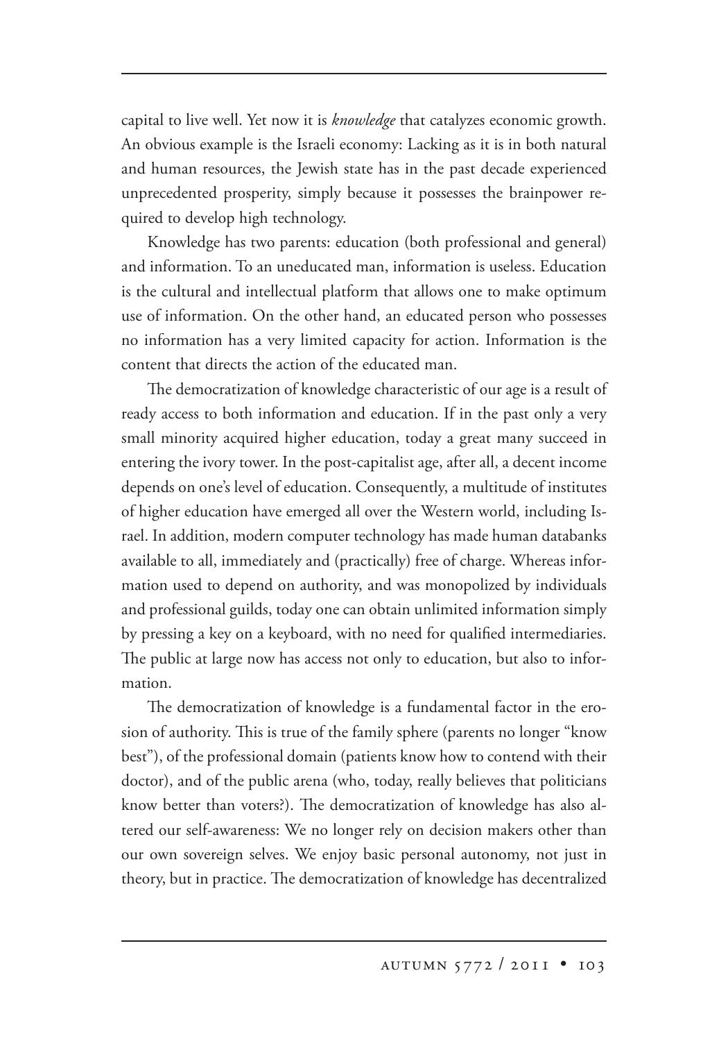capital to live well. Yet now it is *knowledge* that catalyzes economic growth. An obvious example is the Israeli economy: Lacking as it is in both natural and human resources, the Jewish state has in the past decade experienced unprecedented prosperity, simply because it possesses the brainpower required to develop high technology.

Knowledge has two parents: education (both professional and general) and information. To an uneducated man, information is useless. Education is the cultural and intellectual platform that allows one to make optimum use of information. On the other hand, an educated person who possesses no information has a very limited capacity for action. Information is the content that directs the action of the educated man.

The democratization of knowledge characteristic of our age is a result of ready access to both information and education. If in the past only a very small minority acquired higher education, today a great many succeed in entering the ivory tower. In the post-capitalist age, after all, a decent income depends on one's level of education. Consequently, a multitude of institutes of higher education have emerged all over the Western world, including Israel. In addition, modern computer technology has made human databanks available to all, immediately and (practically) free of charge. Whereas information used to depend on authority, and was monopolized by individuals and professional guilds, today one can obtain unlimited information simply by pressing a key on a keyboard, with no need for qualified intermediaries. The public at large now has access not only to education, but also to information.

The democratization of knowledge is a fundamental factor in the erosion of authority. This is true of the family sphere (parents no longer "know best"), of the professional domain (patients know how to contend with their doctor), and of the public arena (who, today, really believes that politicians know better than voters?). The democratization of knowledge has also altered our self-awareness: We no longer rely on decision makers other than our own sovereign selves. We enjoy basic personal autonomy, not just in theory, but in practice. The democratization of knowledge has decentralized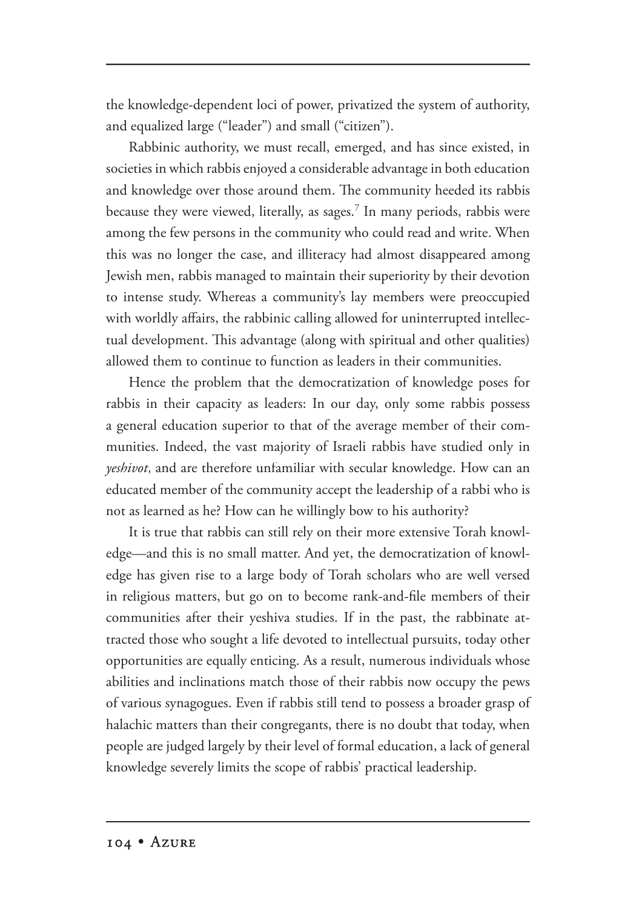the knowledge-dependent loci of power, privatized the system of authority, and equalized large ("leader") and small ("citizen").

Rabbinic authority, we must recall, emerged, and has since existed, in societies in which rabbis enjoyed a considerable advantage in both education and knowledge over those around them. The community heeded its rabbis because they were viewed, literally, as sages.[7] In many periods, rabbis were among the few persons in the community who could read and write. When this was no longer the case, and illiteracy had almost disappeared among Jewish men, rabbis managed to maintain their superiority by their devotion to intense study. Whereas a community's lay members were preoccupied with worldly affairs, the rabbinic calling allowed for uninterrupted intellectual development. This advantage (along with spiritual and other qualities) allowed them to continue to function as leaders in their communities.

Hence the problem that the democratization of knowledge poses for rabbis in their capacity as leaders: In our day, only some rabbis possess a general education superior to that of the average member of their communities. Indeed, the vast majority of Israeli rabbis have studied only in *yeshivot*, and are therefore unfamiliar with secular knowledge. How can an educated member of the community accept the leadership of a rabbi who is not as learned as he? How can he willingly bow to his authority?

It is true that rabbis can still rely on their more extensive Torah knowledge—and this is no small matter. And yet, the democratization of knowledge has given rise to a large body of Torah scholars who are well versed in religious matters, but go on to become rank-and-file members of their communities after their yeshiva studies. If in the past, the rabbinate attracted those who sought a life devoted to intellectual pursuits, today other opportunities are equally enticing. As a result, numerous individuals whose abilities and inclinations match those of their rabbis now occupy the pews of various synagogues. Even if rabbis still tend to possess a broader grasp of halachic matters than their congregants, there is no doubt that today, when people are judged largely by their level of formal education, a lack of general knowledge severely limits the scope of rabbis' practical leadership.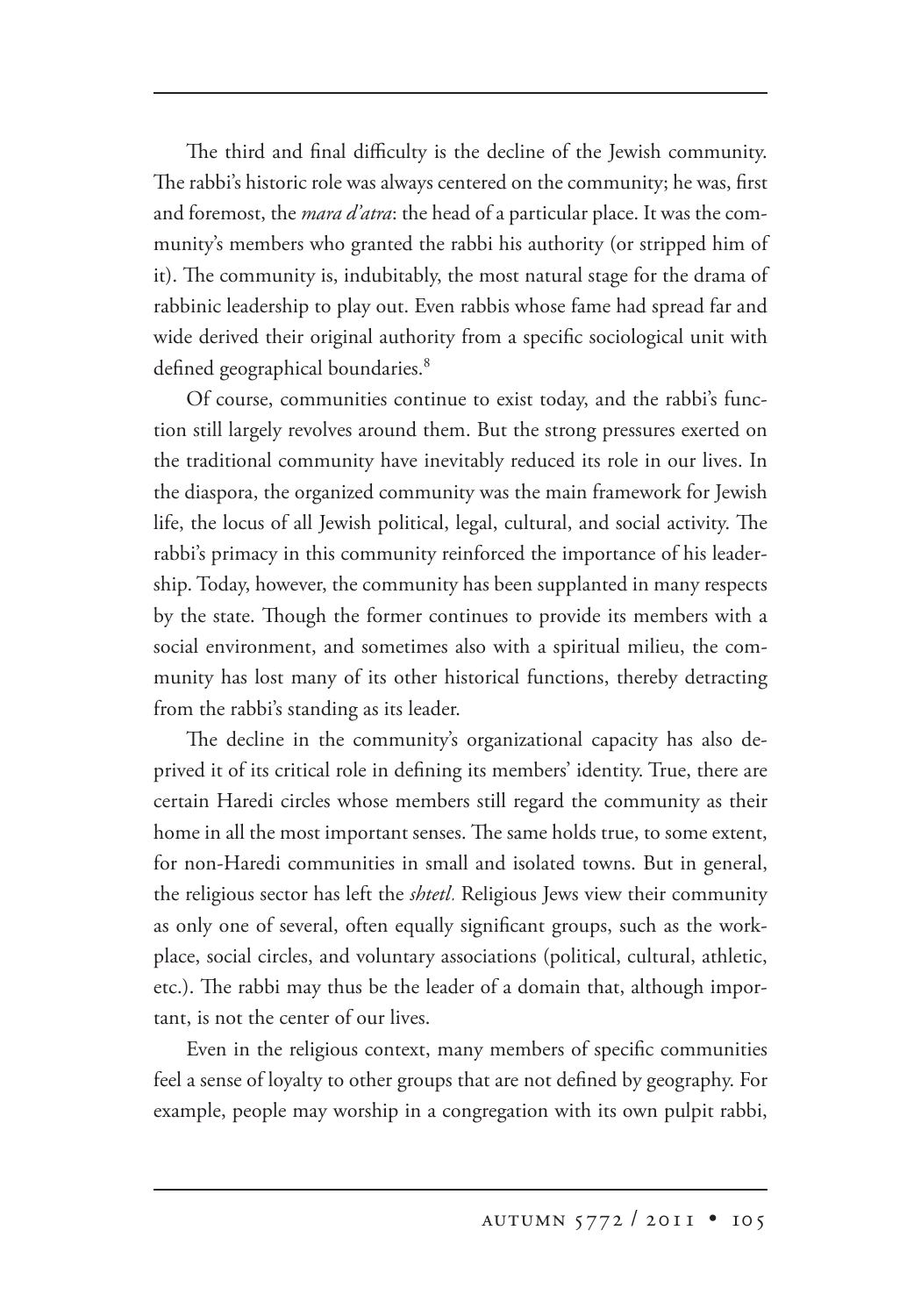The third and final difficulty is the decline of the Jewish community. The rabbi's historic role was always centered on the community; he was, first and foremost, the *mara d'atra*: the head of a particular place. It was the community's members who granted the rabbi his authority (or stripped him of it). The community is, indubitably, the most natural stage for the drama of rabbinic leadership to play out. Even rabbis whose fame had spread far and wide derived their original authority from a specific sociological unit with defined geographical boundaries.[8]

Of course, communities continue to exist today, and the rabbi's function still largely revolves around them. But the strong pressures exerted on the traditional community have inevitably reduced its role in our lives. In the diaspora, the organized community was the main framework for Jewish life, the locus of all Jewish political, legal, cultural, and social activity. The rabbi's primacy in this community reinforced the importance of his leadership. Today, however, the community has been supplanted in many respects by the state. Though the former continues to provide its members with a social environment, and sometimes also with a spiritual milieu, the community has lost many of its other historical functions, thereby detracting from the rabbi's standing as its leader.

The decline in the community's organizational capacity has also deprived it of its critical role in defining its members' identity. True, there are certain Haredi circles whose members still regard the community as their home in all the most important senses. The same holds true, to some extent, for non-Haredi communities in small and isolated towns. But in general, the religious sector has left the *shtetl.* Religious Jews view their community as only one of several, often equally significant groups, such as the workplace, social circles, and voluntary associations (political, cultural, athletic, etc.). The rabbi may thus be the leader of a domain that, although important, is not the center of our lives.

Even in the religious context, many members of specific communities feel a sense of loyalty to other groups that are not defined by geography. For example, people may worship in a congregation with its own pulpit rabbi,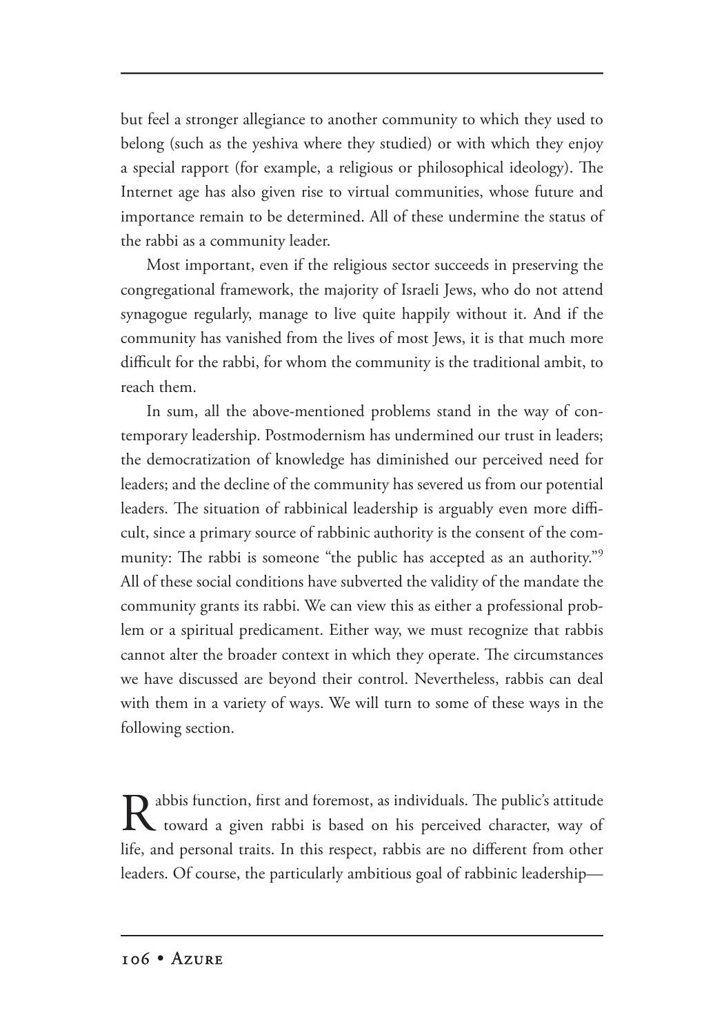but feel a stronger allegiance to another community to which they used to belong (such as the yeshiva where they studied) or with which they enjoy a special rapport (for example, a religious or philosophical ideology). The Internet age has also given rise to virtual communities, whose future and importance remain to be determined. All of these undermine the status of the rabbi as a community leader.

Most important, even if the religious sector succeeds in preserving the congregational framework, the majority of Israeli Jews, who do not attend synagogue regularly, manage to live quite happily without it. And if the community has vanished from the lives of most Jews, it is that much more difficult for the rabbi, for whom the community is the traditional ambit, to reach them.

In sum, all the above-mentioned problems stand in the way of contemporary leadership. Postmodernism has undermined our trust in leaders; the democratization of knowledge has diminished our perceived need for leaders; and the decline of the community has severed us from our potential leaders. The situation of rabbinical leadership is arguably even more difficult, since a primary source of rabbinic authority is the consent of the community: The rabbi is someone "the public has accepted as an authority."[9] All of these social conditions have subverted the validity of the mandate the community grants its rabbi. We can view this as either a professional problem or a spiritual predicament. Either way, we must recognize that rabbis cannot alter the broader context in which they operate. The circumstances we have discussed are beyond their control. Nevertheless, rabbis can deal with them in a variety of ways. We will turn to some of these ways in the following section.

Rabbis function, first and foremost, as individuals. The public's attitude toward a given rabbi is based on his perceived character, way of life, and personal traits. In this respect, rabbis are no different from other leaders. Of course, the particularly ambitious goal of rabbinic leadership—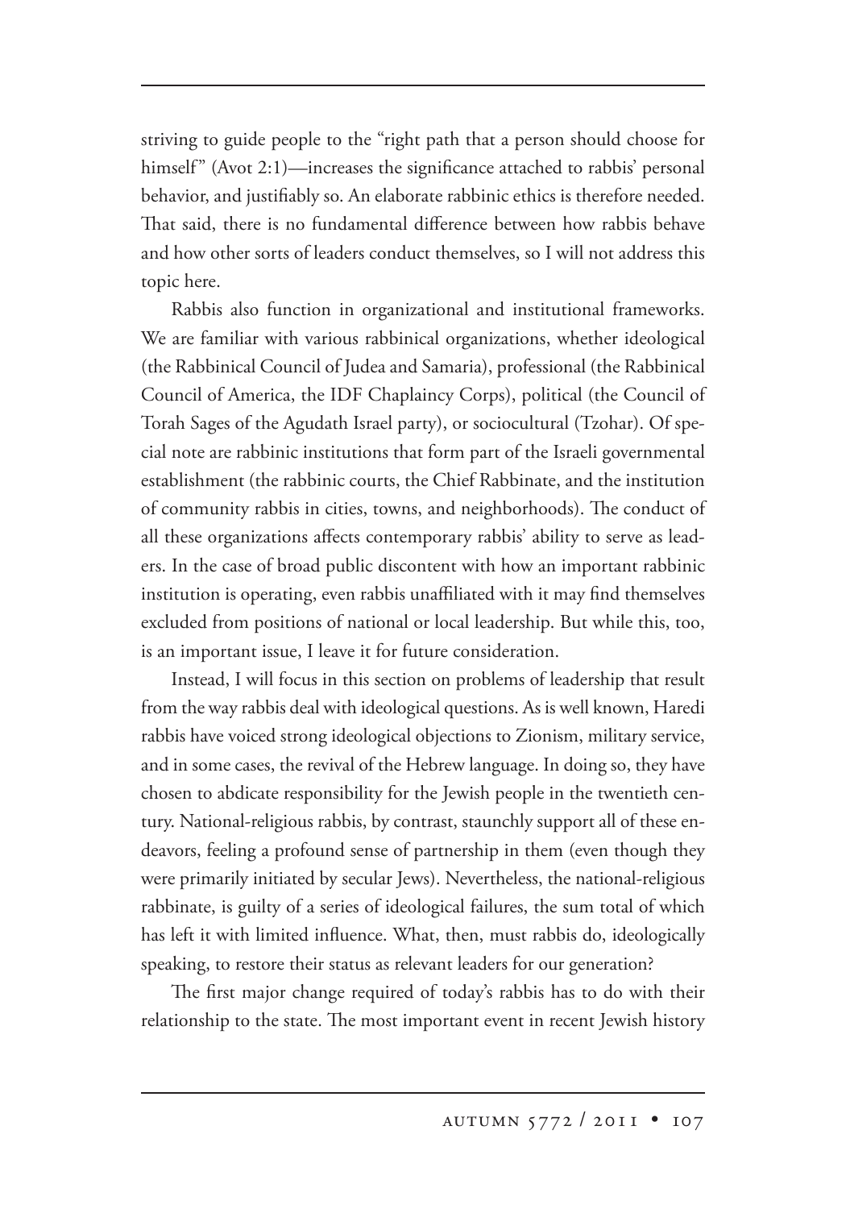striving to guide people to the "right path that a person should choose for himself" (Avot 2:1)—increases the significance attached to rabbis' personal behavior, and justifiably so. An elaborate rabbinic ethics is therefore needed. That said, there is no fundamental difference between how rabbis behave and how other sorts of leaders conduct themselves, so I will not address this topic here.

Rabbis also function in organizational and institutional frameworks. We are familiar with various rabbinical organizations, whether ideological (the Rabbinical Council of Judea and Samaria), professional (the Rabbinical Council of America, the IDF Chaplaincy Corps), political (the Council of Torah Sages of the Agudath Israel party), or sociocultural (Tzohar). Of special note are rabbinic institutions that form part of the Israeli governmental establishment (the rabbinic courts, the Chief Rabbinate, and the institution of community rabbis in cities, towns, and neighborhoods). The conduct of all these organizations affects contemporary rabbis' ability to serve as leaders. In the case of broad public discontent with how an important rabbinic institution is operating, even rabbis unaffiliated with it may find themselves excluded from positions of national or local leadership. But while this, too, is an important issue, I leave it for future consideration.

Instead, I will focus in this section on problems of leadership that result from the way rabbis deal with ideological questions. As is well known, Haredi rabbis have voiced strong ideological objections to Zionism, military service, and in some cases, the revival of the Hebrew language. In doing so, they have chosen to abdicate responsibility for the Jewish people in the twentieth century. National-religious rabbis, by contrast, staunchly support all of these endeavors, feeling a profound sense of partnership in them (even though they were primarily initiated by secular Jews). Nevertheless, the national-religious rabbinate, is guilty of a series of ideological failures, the sum total of which has left it with limited influence. What, then, must rabbis do, ideologically speaking, to restore their status as relevant leaders for our generation?

The first major change required of today's rabbis has to do with their relationship to the state. The most important event in recent Jewish history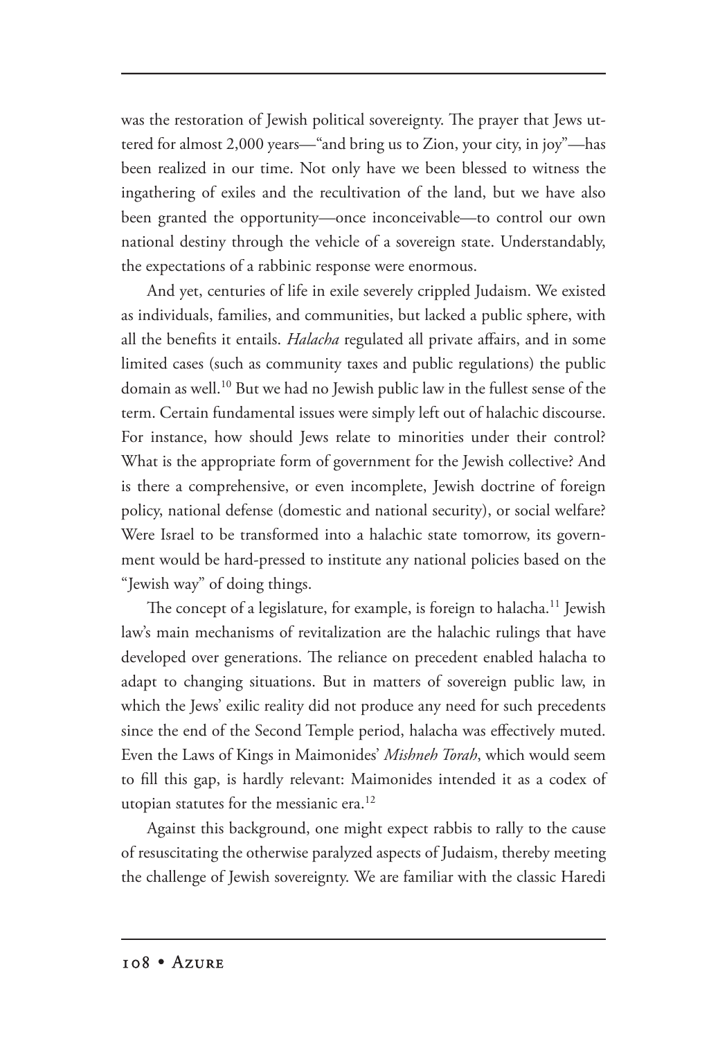was the restoration of Jewish political sovereignty. The prayer that Jews uttered for almost 2,000 years—"and bring us to Zion, your city, in joy"—has been realized in our time. Not only have we been blessed to witness the ingathering of exiles and the recultivation of the land, but we have also been granted the opportunity—once inconceivable—to control our own national destiny through the vehicle of a sovereign state. Understandably, the expectations of a rabbinic response were enormous.

And yet, centuries of life in exile severely crippled Judaism. We existed as individuals, families, and communities, but lacked a public sphere, with all the benefits it entails. *Halacha* regulated all private affairs, and in some limited cases (such as community taxes and public regulations) the public domain as well.[10] But we had no Jewish public law in the fullest sense of the term. Certain fundamental issues were simply left out of halachic discourse. For instance, how should Jews relate to minorities under their control? What is the appropriate form of government for the Jewish collective? And is there a comprehensive, or even incomplete, Jewish doctrine of foreign policy, national defense (domestic and national security), or social welfare? Were Israel to be transformed into a halachic state tomorrow, its government would be hard-pressed to institute any national policies based on the "Jewish way" of doing things.

The concept of a legislature, for example, is foreign to halacha.[11] Jewish law's main mechanisms of revitalization are the halachic rulings that have developed over generations. The reliance on precedent enabled halacha to adapt to changing situations. But in matters of sovereign public law, in which the Jews' exilic reality did not produce any need for such precedents since the end of the Second Temple period, halacha was effectively muted. Even the Laws of Kings in Maimonides' *Mishneh Torah*, which would seem to fill this gap, is hardly relevant: Maimonides intended it as a codex of utopian statutes for the messianic era.[12]

Against this background, one might expect rabbis to rally to the cause of resuscitating the otherwise paralyzed aspects of Judaism, thereby meeting the challenge of Jewish sovereignty. We are familiar with the classic Haredi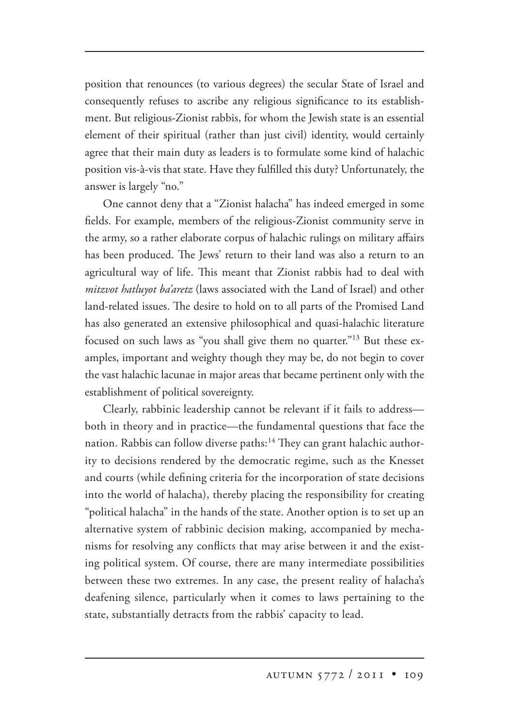position that renounces (to various degrees) the secular State of Israel and consequently refuses to ascribe any religious significance to its establishment. But religious-Zionist rabbis, for whom the Jewish state is an essential element of their spiritual (rather than just civil) identity, would certainly agree that their main duty as leaders is to formulate some kind of halachic position vis-à-vis that state. Have they fulfilled this duty? Unfortunately, the answer is largely "no."

One cannot deny that a "Zionist halacha" has indeed emerged in some fields. For example, members of the religious-Zionist community serve in the army, so a rather elaborate corpus of halachic rulings on military affairs has been produced. The Jews' return to their land was also a return to an agricultural way of life. This meant that Zionist rabbis had to deal with *mitzvot hatluyot ba'aretz* (laws associated with the Land of Israel) and other land-related issues. The desire to hold on to all parts of the Promised Land has also generated an extensive philosophical and quasi-halachic literature focused on such laws as "you shall give them no quarter."[13] But these examples, important and weighty though they may be, do not begin to cover the vast halachic lacunae in major areas that became pertinent only with the establishment of political sovereignty.

Clearly, rabbinic leadership cannot be relevant if it fails to address—both in theory and in practice—the fundamental questions that face the nation. Rabbis can follow diverse paths:[14] They can grant halachic authority to decisions rendered by the democratic regime, such as the Knesset and courts (while defining criteria for the incorporation of state decisions into the world of halacha), thereby placing the responsibility for creating "political halacha" in the hands of the state. Another option is to set up an alternative system of rabbinic decision making, accompanied by mechanisms for resolving any conflicts that may arise between it and the existing political system. Of course, there are many intermediate possibilities between these two extremes. In any case, the present reality of halacha's deafening silence, particularly when it comes to laws pertaining to the state, substantially detracts from the rabbis' capacity to lead.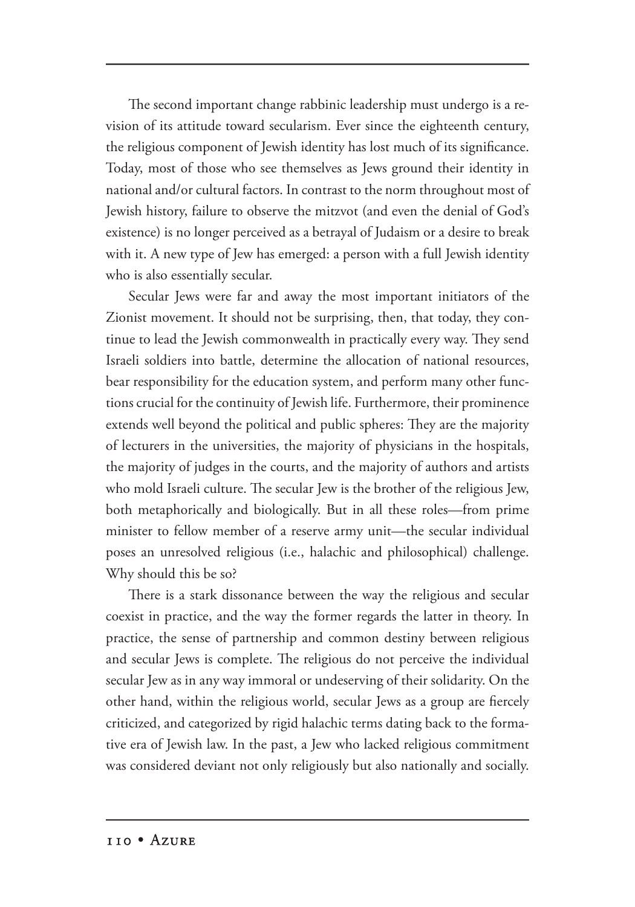The second important change rabbinic leadership must undergo is a revision of its attitude toward secularism. Ever since the eighteenth century, the religious component of Jewish identity has lost much of its significance. Today, most of those who see themselves as Jews ground their identity in national and/or cultural factors. In contrast to the norm throughout most of Jewish history, failure to observe the mitzvot (and even the denial of God's existence) is no longer perceived as a betrayal of Judaism or a desire to break with it. A new type of Jew has emerged: a person with a full Jewish identity who is also essentially secular.

Secular Jews were far and away the most important initiators of the Zionist movement. It should not be surprising, then, that today, they continue to lead the Jewish commonwealth in practically every way. They send Israeli soldiers into battle, determine the allocation of national resources, bear responsibility for the education system, and perform many other functions crucial for the continuity of Jewish life. Furthermore, their prominence extends well beyond the political and public spheres: They are the majority of lecturers in the universities, the majority of physicians in the hospitals, the majority of judges in the courts, and the majority of authors and artists who mold Israeli culture. The secular Jew is the brother of the religious Jew, both metaphorically and biologically. But in all these roles—from prime minister to fellow member of a reserve army unit—the secular individual poses an unresolved religious (i.e., halachic and philosophical) challenge. Why should this be so?

There is a stark dissonance between the way the religious and secular coexist in practice, and the way the former regards the latter in theory. In practice, the sense of partnership and common destiny between religious and secular Jews is complete. The religious do not perceive the individual secular Jew as in any way immoral or undeserving of their solidarity. On the other hand, within the religious world, secular Jews as a group are fiercely criticized, and categorized by rigid halachic terms dating back to the formative era of Jewish law. In the past, a Jew who lacked religious commitment was considered deviant not only religiously but also nationally and socially.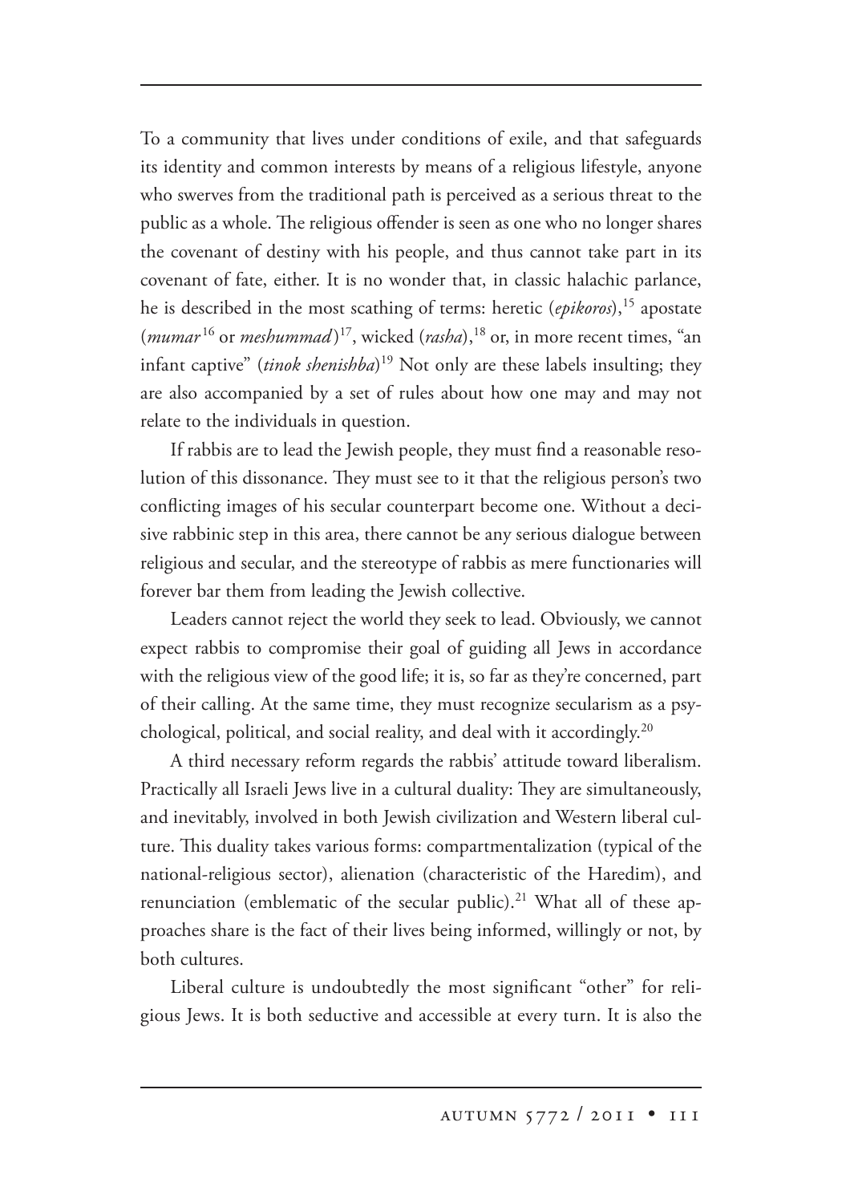To a community that lives under conditions of exile, and that safeguards its identity and common interests by means of a religious lifestyle, anyone who swerves from the traditional path is perceived as a serious threat to the public as a whole. The religious offender is seen as one who no longer shares the covenant of destiny with his people, and thus cannot take part in its covenant of fate, either. It is no wonder that, in classic halachic parlance, he is described in the most scathing of terms: heretic (*epikoros*),[15] apostate (*mumar*[16] or *meshummad*)[17], wicked (*rasha*),[18] or, in more recent times, "an infant captive" (*tinok shenishba*)[19] Not only are these labels insulting; they are also accompanied by a set of rules about how one may and may not relate to the individuals in question.

If rabbis are to lead the Jewish people, they must find a reasonable resolution of this dissonance. They must see to it that the religious person's two conflicting images of his secular counterpart become one. Without a decisive rabbinic step in this area, there cannot be any serious dialogue between religious and secular, and the stereotype of rabbis as mere functionaries will forever bar them from leading the Jewish collective.

Leaders cannot reject the world they seek to lead. Obviously, we cannot expect rabbis to compromise their goal of guiding all Jews in accordance with the religious view of the good life; it is, so far as they're concerned, part of their calling. At the same time, they must recognize secularism as a psychological, political, and social reality, and deal with it accordingly.[20]

A third necessary reform regards the rabbis' attitude toward liberalism. Practically all Israeli Jews live in a cultural duality: They are simultaneously, and inevitably, involved in both Jewish civilization and Western liberal culture. This duality takes various forms: compartmentalization (typical of the national-religious sector), alienation (characteristic of the Haredim), and renunciation (emblematic of the secular public).[21] What all of these approaches share is the fact of their lives being informed, willingly or not, by both cultures.

Liberal culture is undoubtedly the most significant "other" for religious Jews. It is both seductive and accessible at every turn. It is also the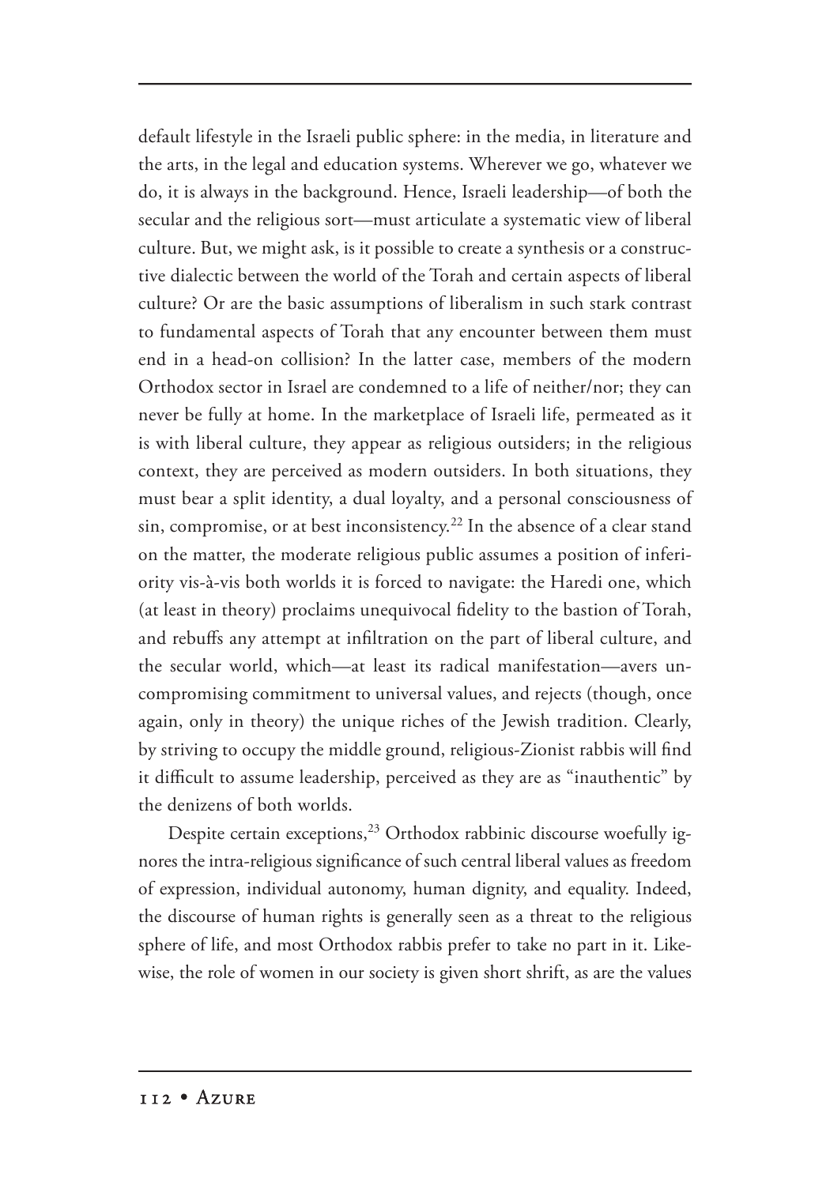default lifestyle in the Israeli public sphere: in the media, in literature and the arts, in the legal and education systems. Wherever we go, whatever we do, it is always in the background. Hence, Israeli leadership—of both the secular and the religious sort—must articulate a systematic view of liberal culture. But, we might ask, is it possible to create a synthesis or a constructive dialectic between the world of the Torah and certain aspects of liberal culture? Or are the basic assumptions of liberalism in such stark contrast to fundamental aspects of Torah that any encounter between them must end in a head-on collision? In the latter case, members of the modern Orthodox sector in Israel are condemned to a life of neither/nor; they can never be fully at home. In the marketplace of Israeli life, permeated as it is with liberal culture, they appear as religious outsiders; in the religious context, they are perceived as modern outsiders. In both situations, they must bear a split identity, a dual loyalty, and a personal consciousness of sin, compromise, or at best inconsistency.[22] In the absence of a clear stand on the matter, the moderate religious public assumes a position of inferiority vis-à-vis both worlds it is forced to navigate: the Haredi one, which (at least in theory) proclaims unequivocal fidelity to the bastion of Torah, and rebuffs any attempt at infiltration on the part of liberal culture, and the secular world, which—at least its radical manifestation—avers uncompromising commitment to universal values, and rejects (though, once again, only in theory) the unique riches of the Jewish tradition. Clearly, by striving to occupy the middle ground, religious-Zionist rabbis will find it difficult to assume leadership, perceived as they are as "inauthentic" by the denizens of both worlds.

Despite certain exceptions,[23] Orthodox rabbinic discourse woefully ignores the intra-religious significance of such central liberal values as freedom of expression, individual autonomy, human dignity, and equality. Indeed, the discourse of human rights is generally seen as a threat to the religious sphere of life, and most Orthodox rabbis prefer to take no part in it. Likewise, the role of women in our society is given short shrift, as are the values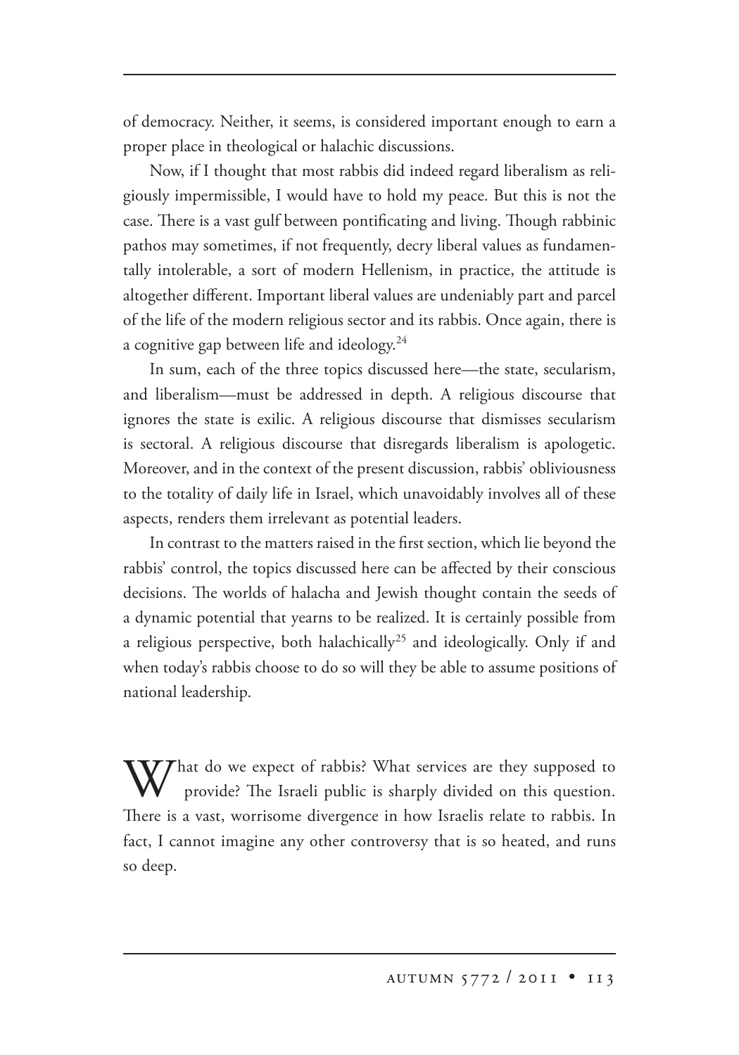of democracy. Neither, it seems, is considered important enough to earn a proper place in theological or halachic discussions.

Now, if I thought that most rabbis did indeed regard liberalism as religiously impermissible, I would have to hold my peace. But this is not the case. There is a vast gulf between pontificating and living. Though rabbinic pathos may sometimes, if not frequently, decry liberal values as fundamentally intolerable, a sort of modern Hellenism, in practice, the attitude is altogether different. Important liberal values are undeniably part and parcel of the life of the modern religious sector and its rabbis. Once again, there is a cognitive gap between life and ideology.[24]

In sum, each of the three topics discussed here—the state, secularism, and liberalism—must be addressed in depth. A religious discourse that ignores the state is exilic. A religious discourse that dismisses secularism is sectoral. A religious discourse that disregards liberalism is apologetic. Moreover, and in the context of the present discussion, rabbis' obliviousness to the totality of daily life in Israel, which unavoidably involves all of these aspects, renders them irrelevant as potential leaders.

In contrast to the matters raised in the first section, which lie beyond the rabbis' control, the topics discussed here can be affected by their conscious decisions. The worlds of halacha and Jewish thought contain the seeds of a dynamic potential that yearns to be realized. It is certainly possible from a religious perspective, both halachically[25] and ideologically. Only if and when today's rabbis choose to do so will they be able to assume positions of national leadership.

What do we expect of rabbis? What services are they supposed to provide? The Israeli public is sharply divided on this question. There is a vast, worrisome divergence in how Israelis relate to rabbis. In fact, I cannot imagine any other controversy that is so heated, and runs so deep.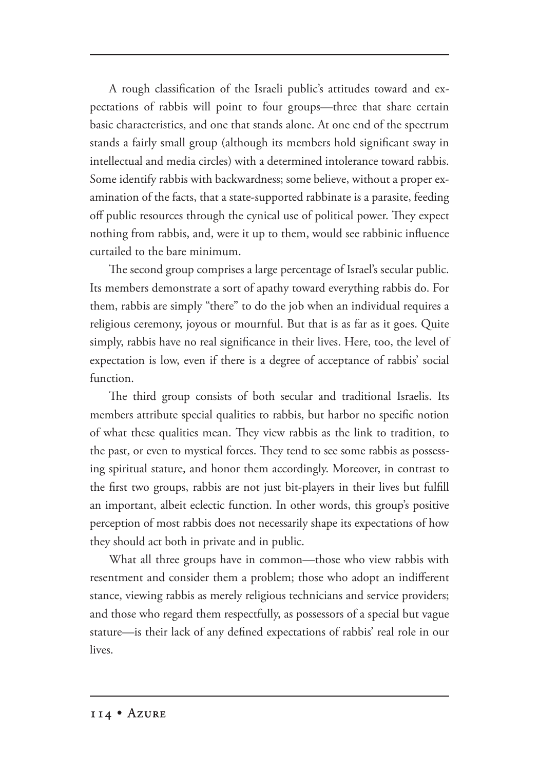A rough classification of the Israeli public's attitudes toward and expectations of rabbis will point to four groups—three that share certain basic characteristics, and one that stands alone. At one end of the spectrum stands a fairly small group (although its members hold significant sway in intellectual and media circles) with a determined intolerance toward rabbis. Some identify rabbis with backwardness; some believe, without a proper examination of the facts, that a state-supported rabbinate is a parasite, feeding off public resources through the cynical use of political power. They expect nothing from rabbis, and, were it up to them, would see rabbinic influence curtailed to the bare minimum.

The second group comprises a large percentage of Israel's secular public. Its members demonstrate a sort of apathy toward everything rabbis do. For them, rabbis are simply "there" to do the job when an individual requires a religious ceremony, joyous or mournful. But that is as far as it goes. Quite simply, rabbis have no real significance in their lives. Here, too, the level of expectation is low, even if there is a degree of acceptance of rabbis' social function.

The third group consists of both secular and traditional Israelis. Its members attribute special qualities to rabbis, but harbor no specific notion of what these qualities mean. They view rabbis as the link to tradition, to the past, or even to mystical forces. They tend to see some rabbis as possessing spiritual stature, and honor them accordingly. Moreover, in contrast to the first two groups, rabbis are not just bit-players in their lives but fulfill an important, albeit eclectic function. In other words, this group's positive perception of most rabbis does not necessarily shape its expectations of how they should act both in private and in public.

What all three groups have in common—those who view rabbis with resentment and consider them a problem; those who adopt an indifferent stance, viewing rabbis as merely religious technicians and service providers; and those who regard them respectfully, as possessors of a special but vague stature—is their lack of any defined expectations of rabbis' real role in our lives.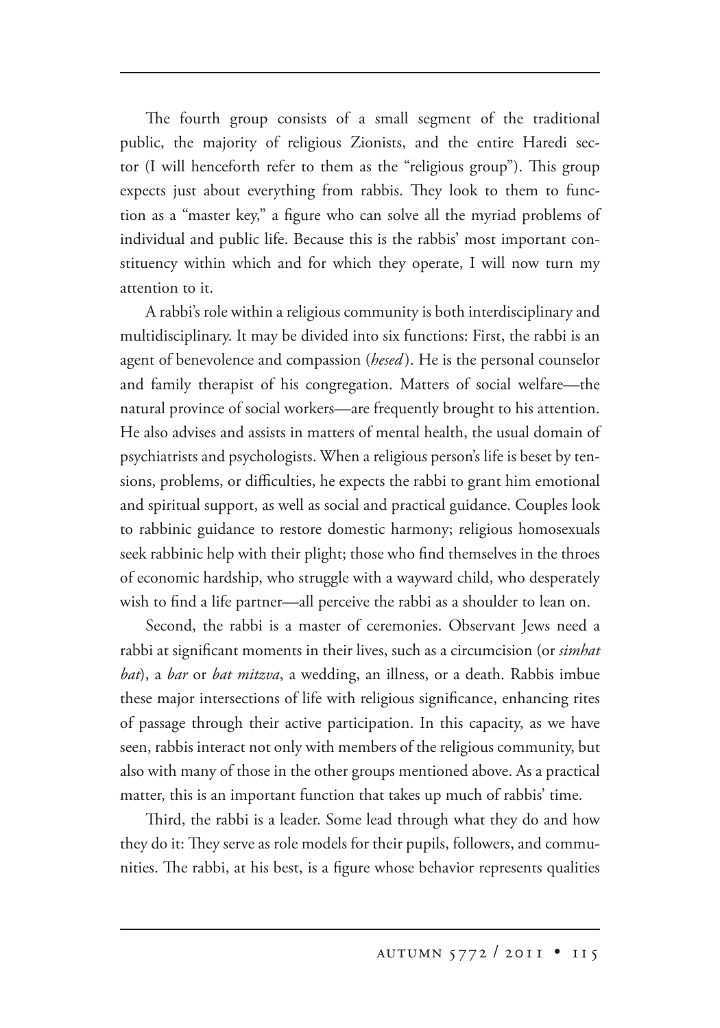The fourth group consists of a small segment of the traditional public, the majority of religious Zionists, and the entire Haredi sector (I will henceforth refer to them as the "religious group"). This group expects just about everything from rabbis. They look to them to function as a "master key," a figure who can solve all the myriad problems of individual and public life. Because this is the rabbis' most important constituency within which and for which they operate, I will now turn my attention to it.

A rabbi's role within a religious community is both interdisciplinary and multidisciplinary. It may be divided into six functions: First, the rabbi is an agent of benevolence and compassion (*hesed*). He is the personal counselor and family therapist of his congregation. Matters of social welfare—the natural province of social workers—are frequently brought to his attention. He also advises and assists in matters of mental health, the usual domain of psychiatrists and psychologists. When a religious person's life is beset by tensions, problems, or difficulties, he expects the rabbi to grant him emotional and spiritual support, as well as social and practical guidance. Couples look to rabbinic guidance to restore domestic harmony; religious homosexuals seek rabbinic help with their plight; those who find themselves in the throes of economic hardship, who struggle with a wayward child, who desperately wish to find a life partner—all perceive the rabbi as a shoulder to lean on.

Second, the rabbi is a master of ceremonies. Observant Jews need a rabbi at significant moments in their lives, such as a circumcision (or *simhat bat*), a *bar* or *bat mitzva*, a wedding, an illness, or a death. Rabbis imbue these major intersections of life with religious significance, enhancing rites of passage through their active participation. In this capacity, as we have seen, rabbis interact not only with members of the religious community, but also with many of those in the other groups mentioned above. As a practical matter, this is an important function that takes up much of rabbis' time.

Third, the rabbi is a leader. Some lead through what they do and how they do it: They serve as role models for their pupils, followers, and communities. The rabbi, at his best, is a figure whose behavior represents qualities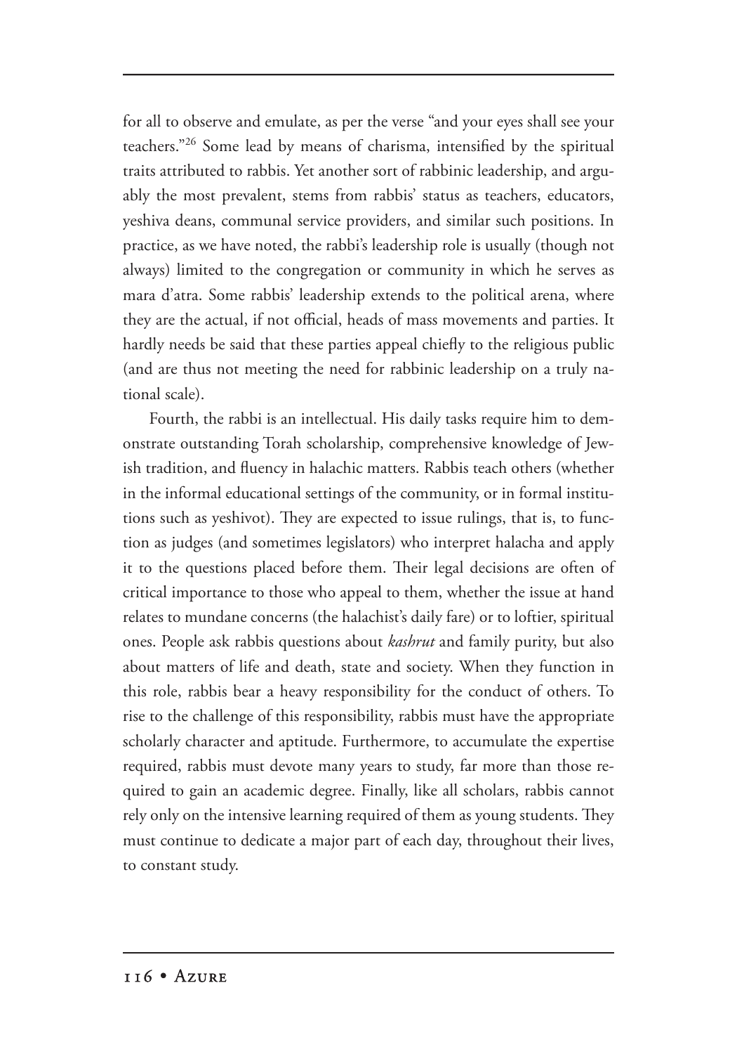for all to observe and emulate, as per the verse "and your eyes shall see your teachers."[26] Some lead by means of charisma, intensified by the spiritual traits attributed to rabbis. Yet another sort of rabbinic leadership, and arguably the most prevalent, stems from rabbis' status as teachers, educators, yeshiva deans, communal service providers, and similar such positions. In practice, as we have noted, the rabbi's leadership role is usually (though not always) limited to the congregation or community in which he serves as mara d'atra. Some rabbis' leadership extends to the political arena, where they are the actual, if not official, heads of mass movements and parties. It hardly needs be said that these parties appeal chiefly to the religious public (and are thus not meeting the need for rabbinic leadership on a truly national scale).

Fourth, the rabbi is an intellectual. His daily tasks require him to demonstrate outstanding Torah scholarship, comprehensive knowledge of Jewish tradition, and fluency in halachic matters. Rabbis teach others (whether in the informal educational settings of the community, or in formal institutions such as yeshivot). They are expected to issue rulings, that is, to function as judges (and sometimes legislators) who interpret halacha and apply it to the questions placed before them. Their legal decisions are often of critical importance to those who appeal to them, whether the issue at hand relates to mundane concerns (the halachist's daily fare) or to loftier, spiritual ones. People ask rabbis questions about *kashrut* and family purity, but also about matters of life and death, state and society. When they function in this role, rabbis bear a heavy responsibility for the conduct of others. To rise to the challenge of this responsibility, rabbis must have the appropriate scholarly character and aptitude. Furthermore, to accumulate the expertise required, rabbis must devote many years to study, far more than those required to gain an academic degree. Finally, like all scholars, rabbis cannot rely only on the intensive learning required of them as young students. They must continue to dedicate a major part of each day, throughout their lives, to constant study.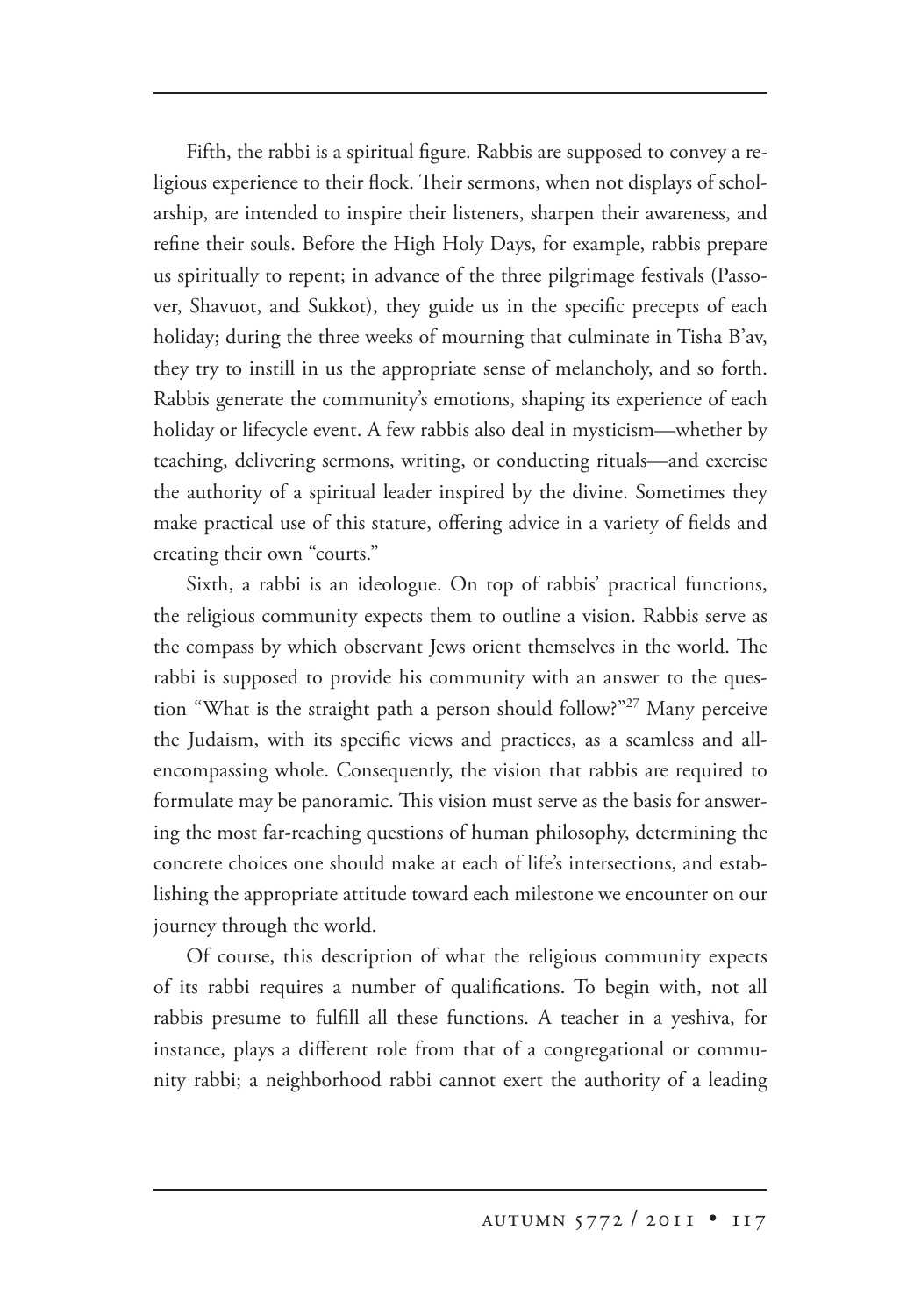Fifth, the rabbi is a spiritual figure. Rabbis are supposed to convey a religious experience to their flock. Their sermons, when not displays of scholarship, are intended to inspire their listeners, sharpen their awareness, and refine their souls. Before the High Holy Days, for example, rabbis prepare us spiritually to repent; in advance of the three pilgrimage festivals (Passover, Shavuot, and Sukkot), they guide us in the specific precepts of each holiday; during the three weeks of mourning that culminate in Tisha B'av, they try to instill in us the appropriate sense of melancholy, and so forth. Rabbis generate the community's emotions, shaping its experience of each holiday or lifecycle event. A few rabbis also deal in mysticism—whether by teaching, delivering sermons, writing, or conducting rituals—and exercise the authority of a spiritual leader inspired by the divine. Sometimes they make practical use of this stature, offering advice in a variety of fields and creating their own "courts."

Sixth, a rabbi is an ideologue. On top of rabbis' practical functions, the religious community expects them to outline a vision. Rabbis serve as the compass by which observant Jews orient themselves in the world. The rabbi is supposed to provide his community with an answer to the question "What is the straight path a person should follow?"[27] Many perceive the Judaism, with its specific views and practices, as a seamless and all-encompassing whole. Consequently, the vision that rabbis are required to formulate may be panoramic. This vision must serve as the basis for answering the most far-reaching questions of human philosophy, determining the concrete choices one should make at each of life's intersections, and establishing the appropriate attitude toward each milestone we encounter on our journey through the world.

Of course, this description of what the religious community expects of its rabbi requires a number of qualifications. To begin with, not all rabbis presume to fulfill all these functions. A teacher in a yeshiva, for instance, plays a different role from that of a congregational or community rabbi; a neighborhood rabbi cannot exert the authority of a leading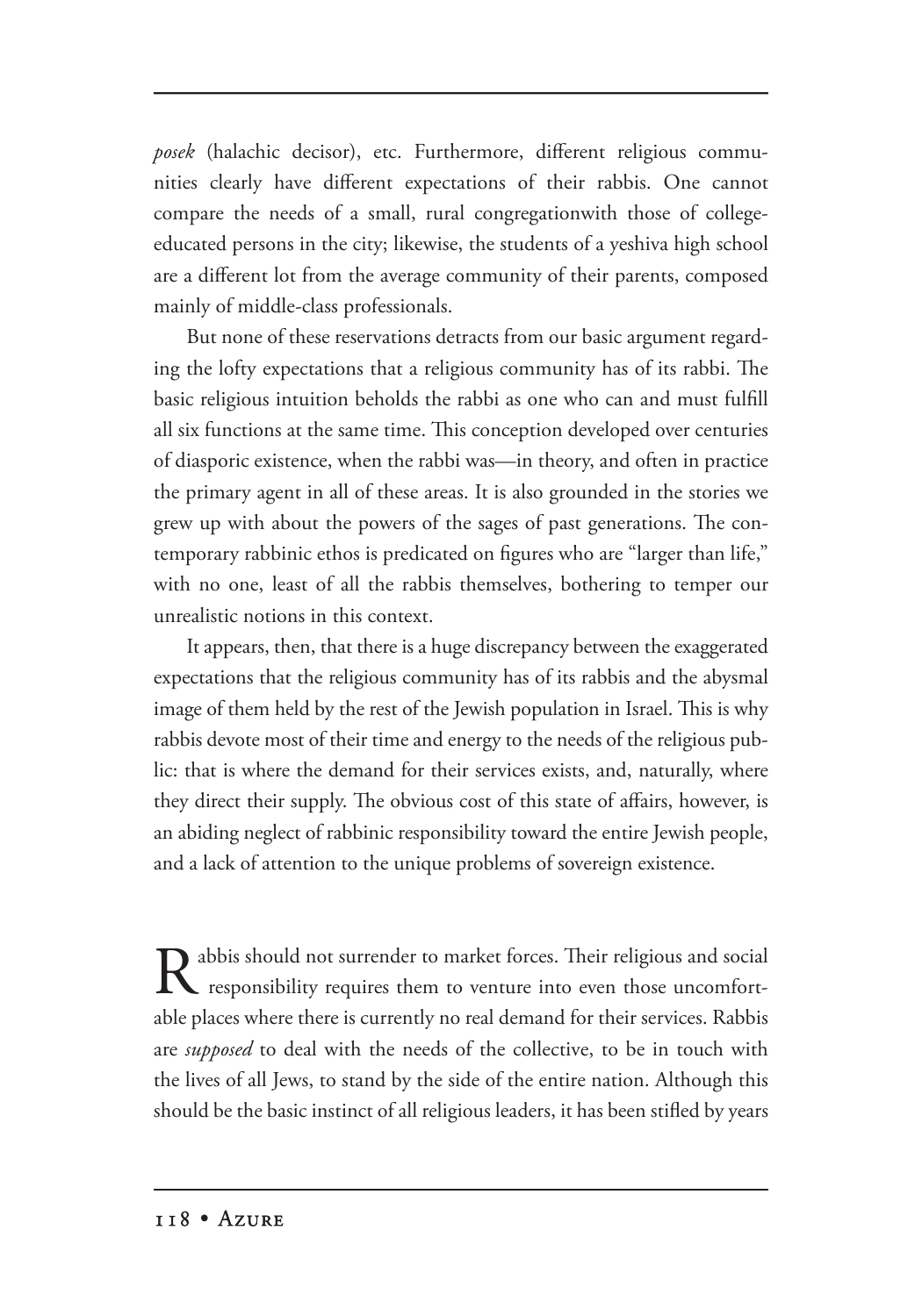*posek* (halachic decisor), etc. Furthermore, different religious communities clearly have different expectations of their rabbis. One cannot compare the needs of a small, rural congregationwith those of college-educated persons in the city; likewise, the students of a yeshiva high school are a different lot from the average community of their parents, composed mainly of middle-class professionals.

But none of these reservations detracts from our basic argument regarding the lofty expectations that a religious community has of its rabbi. The basic religious intuition beholds the rabbi as one who can and must fulfill all six functions at the same time. This conception developed over centuries of diasporic existence, when the rabbi was—in theory, and often in practice the primary agent in all of these areas. It is also grounded in the stories we grew up with about the powers of the sages of past generations. The contemporary rabbinic ethos is predicated on figures who are "larger than life," with no one, least of all the rabbis themselves, bothering to temper our unrealistic notions in this context.

It appears, then, that there is a huge discrepancy between the exaggerated expectations that the religious community has of its rabbis and the abysmal image of them held by the rest of the Jewish population in Israel. This is why rabbis devote most of their time and energy to the needs of the religious public: that is where the demand for their services exists, and, naturally, where they direct their supply. The obvious cost of this state of affairs, however, is an abiding neglect of rabbinic responsibility toward the entire Jewish people, and a lack of attention to the unique problems of sovereign existence.

Rabbis should not surrender to market forces. Their religious and social responsibility requires them to venture into even those uncomfortable places where there is currently no real demand for their services. Rabbis are *supposed* to deal with the needs of the collective, to be in touch with the lives of all Jews, to stand by the side of the entire nation. Although this should be the basic instinct of all religious leaders, it has been stifled by years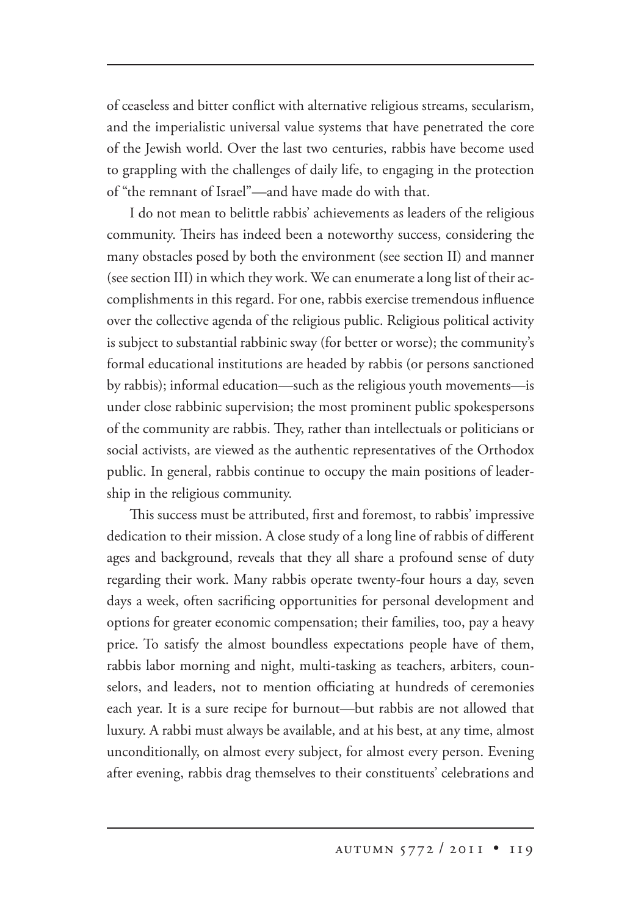of ceaseless and bitter conflict with alternative religious streams, secularism, and the imperialistic universal value systems that have penetrated the core of the Jewish world. Over the last two centuries, rabbis have become used to grappling with the challenges of daily life, to engaging in the protection of "the remnant of Israel"—and have made do with that.

I do not mean to belittle rabbis' achievements as leaders of the religious community. Theirs has indeed been a noteworthy success, considering the many obstacles posed by both the environment (see section II) and manner (see section III) in which they work. We can enumerate a long list of their accomplishments in this regard. For one, rabbis exercise tremendous influence over the collective agenda of the religious public. Religious political activity is subject to substantial rabbinic sway (for better or worse); the community's formal educational institutions are headed by rabbis (or persons sanctioned by rabbis); informal education—such as the religious youth movements—is under close rabbinic supervision; the most prominent public spokespersons of the community are rabbis. They, rather than intellectuals or politicians or social activists, are viewed as the authentic representatives of the Orthodox public. In general, rabbis continue to occupy the main positions of leadership in the religious community.

This success must be attributed, first and foremost, to rabbis' impressive dedication to their mission. A close study of a long line of rabbis of different ages and background, reveals that they all share a profound sense of duty regarding their work. Many rabbis operate twenty-four hours a day, seven days a week, often sacrificing opportunities for personal development and options for greater economic compensation; their families, too, pay a heavy price. To satisfy the almost boundless expectations people have of them, rabbis labor morning and night, multi-tasking as teachers, arbiters, counselors, and leaders, not to mention officiating at hundreds of ceremonies each year. It is a sure recipe for burnout—but rabbis are not allowed that luxury. A rabbi must always be available, and at his best, at any time, almost unconditionally, on almost every subject, for almost every person. Evening after evening, rabbis drag themselves to their constituents' celebrations and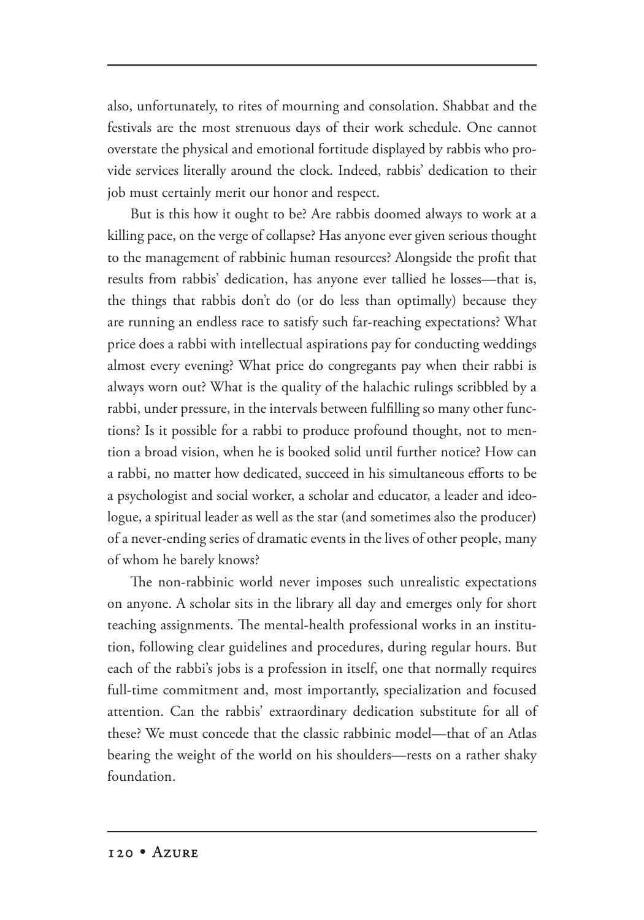also, unfortunately, to rites of mourning and consolation. Shabbat and the festivals are the most strenuous days of their work schedule. One cannot overstate the physical and emotional fortitude displayed by rabbis who provide services literally around the clock. Indeed, rabbis' dedication to their job must certainly merit our honor and respect.

But is this how it ought to be? Are rabbis doomed always to work at a killing pace, on the verge of collapse? Has anyone ever given serious thought to the management of rabbinic human resources? Alongside the profit that results from rabbis' dedication, has anyone ever tallied he losses—that is, the things that rabbis don't do (or do less than optimally) because they are running an endless race to satisfy such far-reaching expectations? What price does a rabbi with intellectual aspirations pay for conducting weddings almost every evening? What price do congregants pay when their rabbi is always worn out? What is the quality of the halachic rulings scribbled by a rabbi, under pressure, in the intervals between fulfilling so many other functions? Is it possible for a rabbi to produce profound thought, not to mention a broad vision, when he is booked solid until further notice? How can a rabbi, no matter how dedicated, succeed in his simultaneous efforts to be a psychologist and social worker, a scholar and educator, a leader and ideologue, a spiritual leader as well as the star (and sometimes also the producer) of a never-ending series of dramatic events in the lives of other people, many of whom he barely knows?

The non-rabbinic world never imposes such unrealistic expectations on anyone. A scholar sits in the library all day and emerges only for short teaching assignments. The mental-health professional works in an institution, following clear guidelines and procedures, during regular hours. But each of the rabbi's jobs is a profession in itself, one that normally requires full-time commitment and, most importantly, specialization and focused attention. Can the rabbis' extraordinary dedication substitute for all of these? We must concede that the classic rabbinic model—that of an Atlas bearing the weight of the world on his shoulders—rests on a rather shaky foundation.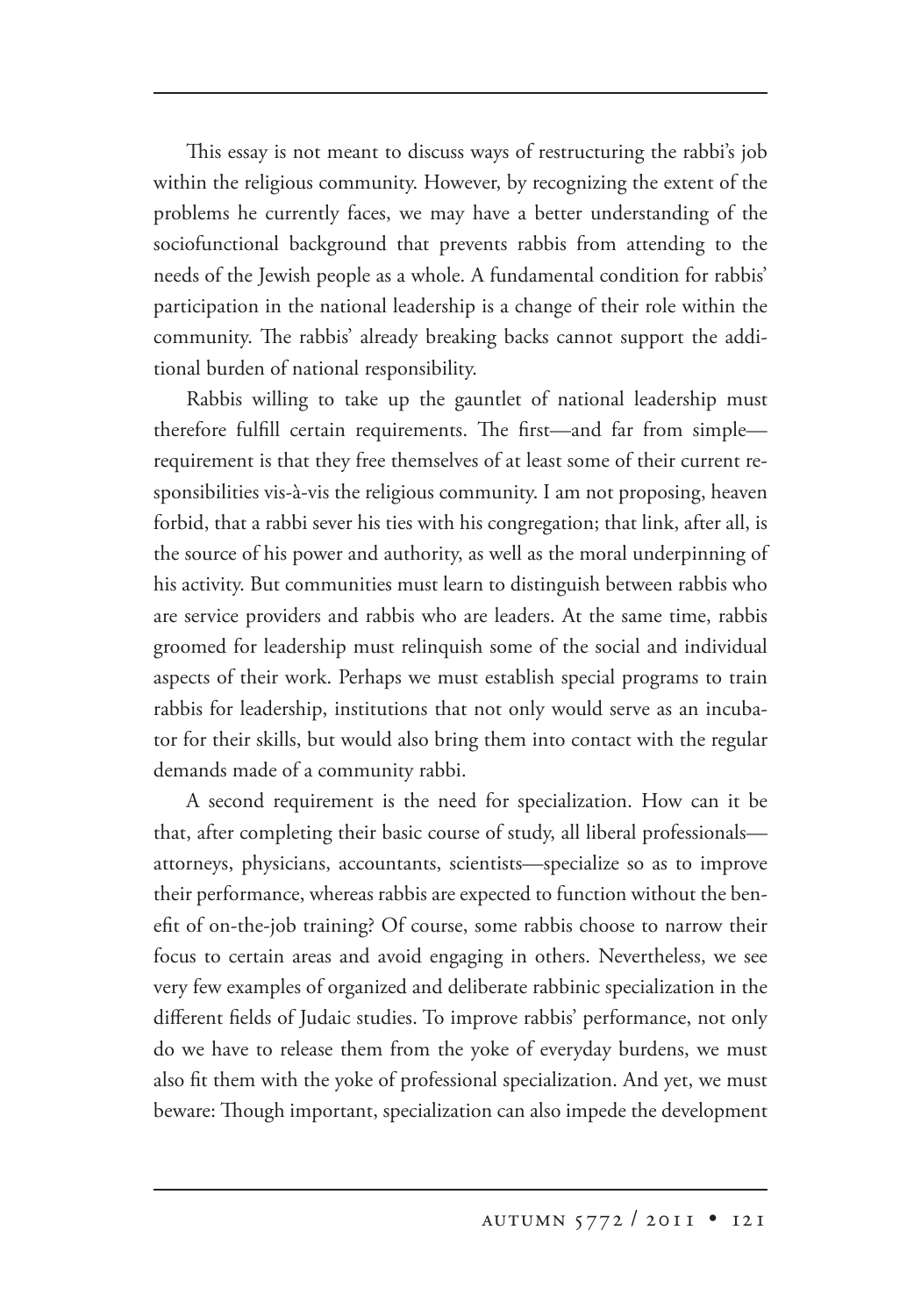This essay is not meant to discuss ways of restructuring the rabbi's job within the religious community. However, by recognizing the extent of the problems he currently faces, we may have a better understanding of the sociofunctional background that prevents rabbis from attending to the needs of the Jewish people as a whole. A fundamental condition for rabbis' participation in the national leadership is a change of their role within the community. The rabbis' already breaking backs cannot support the additional burden of national responsibility.

Rabbis willing to take up the gauntlet of national leadership must therefore fulfill certain requirements. The first—and far from simple—requirement is that they free themselves of at least some of their current responsibilities vis-à-vis the religious community. I am not proposing, heaven forbid, that a rabbi sever his ties with his congregation; that link, after all, is the source of his power and authority, as well as the moral underpinning of his activity. But communities must learn to distinguish between rabbis who are service providers and rabbis who are leaders. At the same time, rabbis groomed for leadership must relinquish some of the social and individual aspects of their work. Perhaps we must establish special programs to train rabbis for leadership, institutions that not only would serve as an incubator for their skills, but would also bring them into contact with the regular demands made of a community rabbi.

A second requirement is the need for specialization. How can it be that, after completing their basic course of study, all liberal professionals—attorneys, physicians, accountants, scientists—specialize so as to improve their performance, whereas rabbis are expected to function without the benefit of on-the-job training? Of course, some rabbis choose to narrow their focus to certain areas and avoid engaging in others. Nevertheless, we see very few examples of organized and deliberate rabbinic specialization in the different fields of Judaic studies. To improve rabbis' performance, not only do we have to release them from the yoke of everyday burdens, we must also fit them with the yoke of professional specialization. And yet, we must beware: Though important, specialization can also impede the development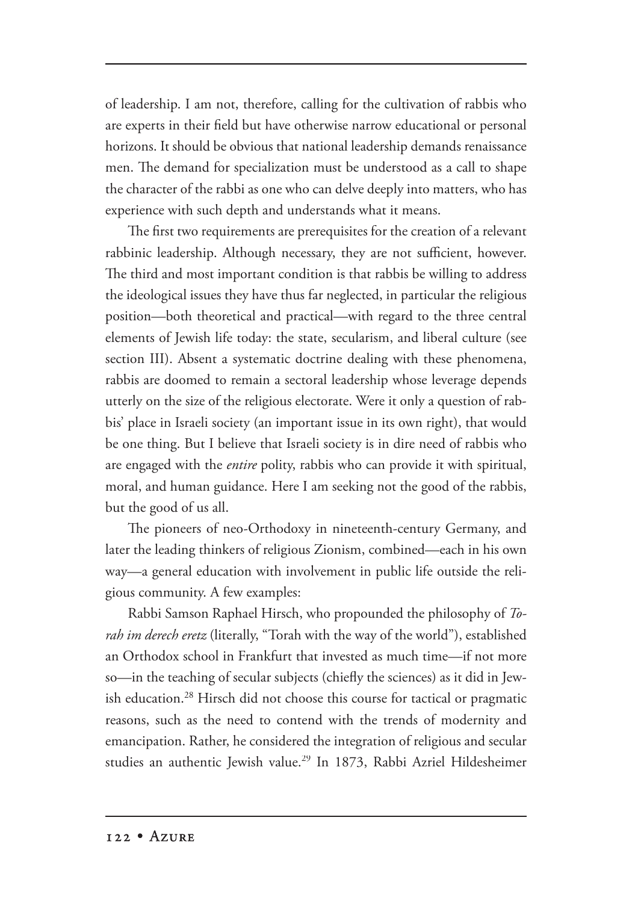of leadership. I am not, therefore, calling for the cultivation of rabbis who are experts in their field but have otherwise narrow educational or personal horizons. It should be obvious that national leadership demands renaissance men. The demand for specialization must be understood as a call to shape the character of the rabbi as one who can delve deeply into matters, who has experience with such depth and understands what it means.

The first two requirements are prerequisites for the creation of a relevant rabbinic leadership. Although necessary, they are not sufficient, however. The third and most important condition is that rabbis be willing to address the ideological issues they have thus far neglected, in particular the religious position—both theoretical and practical—with regard to the three central elements of Jewish life today: the state, secularism, and liberal culture (see section III). Absent a systematic doctrine dealing with these phenomena, rabbis are doomed to remain a sectoral leadership whose leverage depends utterly on the size of the religious electorate. Were it only a question of rabbis' place in Israeli society (an important issue in its own right), that would be one thing. But I believe that Israeli society is in dire need of rabbis who are engaged with the *entire* polity, rabbis who can provide it with spiritual, moral, and human guidance. Here I am seeking not the good of the rabbis, but the good of us all.

The pioneers of neo-Orthodoxy in nineteenth-century Germany, and later the leading thinkers of religious Zionism, combined—each in his own way—a general education with involvement in public life outside the religious community. A few examples:

Rabbi Samson Raphael Hirsch, who propounded the philosophy of *Torah im derech eretz* (literally, "Torah with the way of the world"), established an Orthodox school in Frankfurt that invested as much time—if not more so—in the teaching of secular subjects (chiefly the sciences) as it did in Jewish education.[28] Hirsch did not choose this course for tactical or pragmatic reasons, such as the need to contend with the trends of modernity and emancipation. Rather, he considered the integration of religious and secular studies an authentic Jewish value.[29] In 1873, Rabbi Azriel Hildesheimer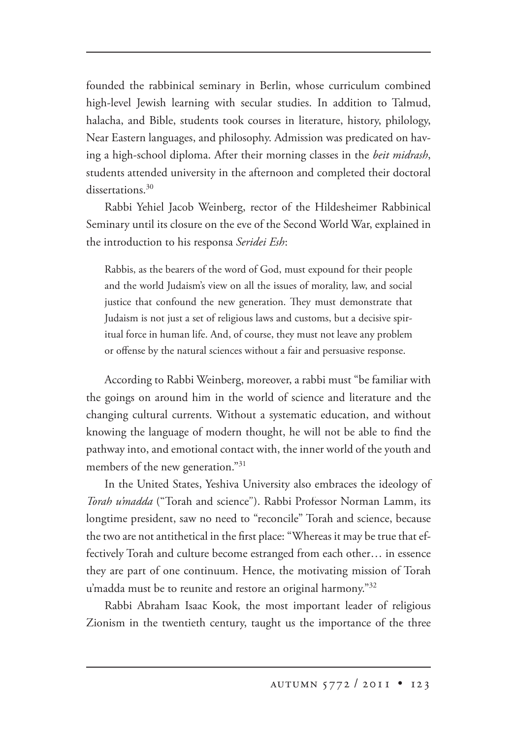founded the rabbinical seminary in Berlin, whose curriculum combined high-level Jewish learning with secular studies. In addition to Talmud, halacha, and Bible, students took courses in literature, history, philology, Near Eastern languages, and philosophy. Admission was predicated on having a high-school diploma. After their morning classes in the *beit midrash*, students attended university in the afternoon and completed their doctoral dissertations.[30]

Rabbi Yehiel Jacob Weinberg, rector of the Hildesheimer Rabbinical Seminary until its closure on the eve of the Second World War, explained in the introduction to his responsa *Seridei Esh*:

> Rabbis, as the bearers of the word of God, must expound for their people and the world Judaism's view on all the issues of morality, law, and social justice that confound the new generation. They must demonstrate that Judaism is not just a set of religious laws and customs, but a decisive spiritual force in human life. And, of course, they must not leave any problem or offense by the natural sciences without a fair and persuasive response.

According to Rabbi Weinberg, moreover, a rabbi must "be familiar with the goings on around him in the world of science and literature and the changing cultural currents. Without a systematic education, and without knowing the language of modern thought, he will not be able to find the pathway into, and emotional contact with, the inner world of the youth and members of the new generation."[31]

In the United States, Yeshiva University also embraces the ideology of *Torah u'madda* ("Torah and science"). Rabbi Professor Norman Lamm, its longtime president, saw no need to "reconcile" Torah and science, because the two are not antithetical in the first place: "Whereas it may be true that effectively Torah and culture become estranged from each other… in essence they are part of one continuum. Hence, the motivating mission of Torah u'madda must be to reunite and restore an original harmony."[32]

Rabbi Abraham Isaac Kook, the most important leader of religious Zionism in the twentieth century, taught us the importance of the three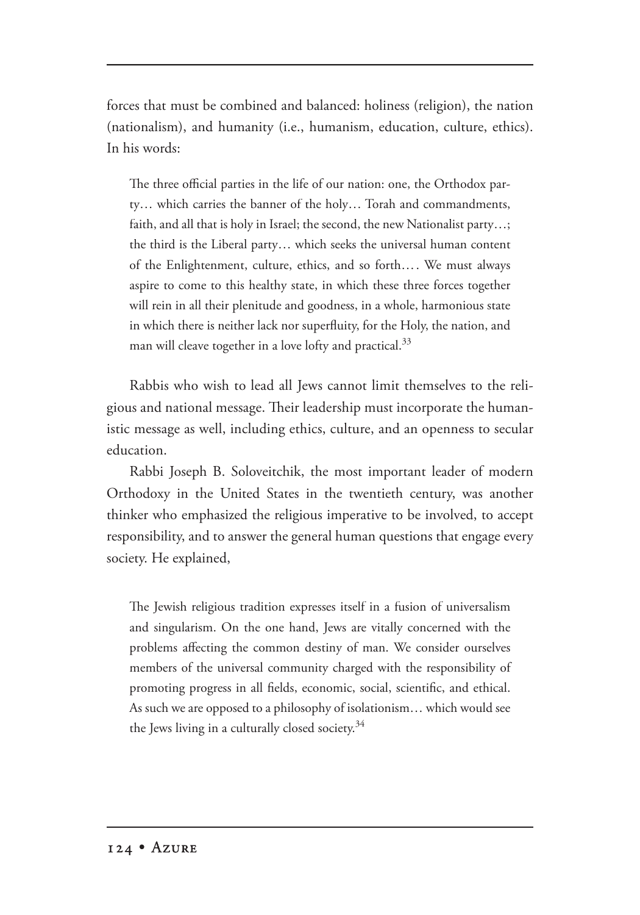forces that must be combined and balanced: holiness (religion), the nation (nationalism), and humanity (i.e., humanism, education, culture, ethics). In his words:

> The three official parties in the life of our nation: one, the Orthodox party… which carries the banner of the holy… Torah and commandments, faith, and all that is holy in Israel; the second, the new Nationalist party…; the third is the Liberal party… which seeks the universal human content of the Enlightenment, culture, ethics, and so forth.… We must always aspire to come to this healthy state, in which these three forces together will rein in all their plenitude and goodness, in a whole, harmonious state in which there is neither lack nor superfluity, for the Holy, the nation, and man will cleave together in a love lofty and practical.[33]

Rabbis who wish to lead all Jews cannot limit themselves to the religious and national message. Their leadership must incorporate the humanistic message as well, including ethics, culture, and an openness to secular education.

Rabbi Joseph B. Soloveitchik, the most important leader of modern Orthodoxy in the United States in the twentieth century, was another thinker who emphasized the religious imperative to be involved, to accept responsibility, and to answer the general human questions that engage every society. He explained,

> The Jewish religious tradition expresses itself in a fusion of universalism and singularism. On the one hand, Jews are vitally concerned with the problems affecting the common destiny of man. We consider ourselves members of the universal community charged with the responsibility of promoting progress in all fields, economic, social, scientific, and ethical. As such we are opposed to a philosophy of isolationism… which would see the Jews living in a culturally closed society.[34]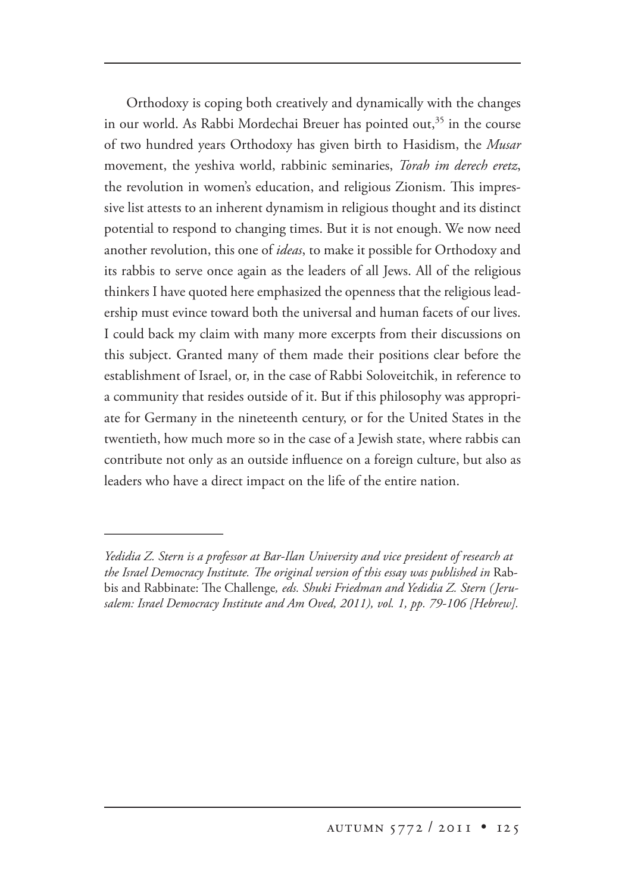Orthodoxy is coping both creatively and dynamically with the changes in our world. As Rabbi Mordechai Breuer has pointed out,[35] in the course of two hundred years Orthodoxy has given birth to Hasidism, the *Musar* movement, the yeshiva world, rabbinic seminaries, *Torah im derech eretz*, the revolution in women's education, and religious Zionism. This impressive list attests to an inherent dynamism in religious thought and its distinct potential to respond to changing times. But it is not enough. We now need another revolution, this one of *ideas*, to make it possible for Orthodoxy and its rabbis to serve once again as the leaders of all Jews. All of the religious thinkers I have quoted here emphasized the openness that the religious leadership must evince toward both the universal and human facets of our lives. I could back my claim with many more excerpts from their discussions on this subject. Granted many of them made their positions clear before the establishment of Israel, or, in the case of Rabbi Soloveitchik, in reference to a community that resides outside of it. But if this philosophy was appropriate for Germany in the nineteenth century, or for the United States in the twentieth, how much more so in the case of a Jewish state, where rabbis can contribute not only as an outside influence on a foreign culture, but also as leaders who have a direct impact on the life of the entire nation.

---

*Yedidia Z. Stern is a professor at Bar-Ilan University and vice president of research at the Israel Democracy Institute. The original version of this essay was published in* Rabbis and Rabbinate: The Challenge*, eds. Shuki Friedman and Yedidia Z. Stern (Jerusalem: Israel Democracy Institute and Am Oved, 2011), vol. 1, pp. 79-106 [Hebrew].*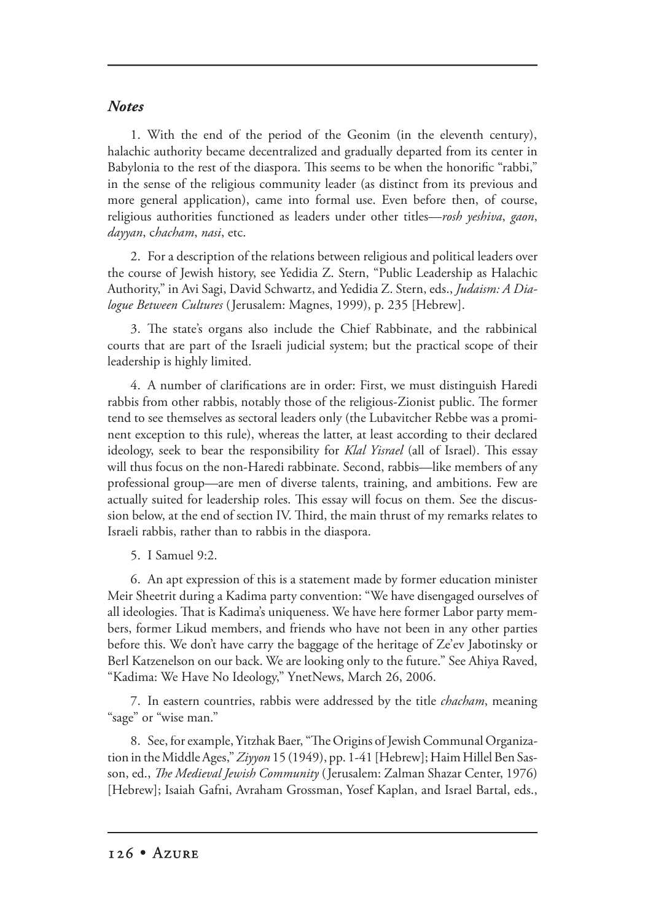### *Notes*

1. With the end of the period of the Geonim (in the eleventh century), halachic authority became decentralized and gradually departed from its center in Babylonia to the rest of the diaspora. This seems to be when the honorific "rabbi," in the sense of the religious community leader (as distinct from its previous and more general application), came into formal use. Even before then, of course, religious authorities functioned as leaders under other titles—*rosh yeshiva*, *gaon*, *dayyan*, *chacham*, *nasi*, etc.

2. For a description of the relations between religious and political leaders over the course of Jewish history, see Yedidia Z. Stern, "Public Leadership as Halachic Authority," in Avi Sagi, David Schwartz, and Yedidia Z. Stern, eds., *Judaism: A Dialogue Between Cultures* (Jerusalem: Magnes, 1999), p. 235 [Hebrew].

3. The state's organs also include the Chief Rabbinate, and the rabbinical courts that are part of the Israeli judicial system; but the practical scope of their leadership is highly limited.

4. A number of clarifications are in order: First, we must distinguish Haredi rabbis from other rabbis, notably those of the religious-Zionist public. The former tend to see themselves as sectoral leaders only (the Lubavitcher Rebbe was a prominent exception to this rule), whereas the latter, at least according to their declared ideology, seek to bear the responsibility for *Klal Yisrael* (all of Israel). This essay will thus focus on the non-Haredi rabbinate. Second, rabbis—like members of any professional group—are men of diverse talents, training, and ambitions. Few are actually suited for leadership roles. This essay will focus on them. See the discussion below, at the end of section IV. Third, the main thrust of my remarks relates to Israeli rabbis, rather than to rabbis in the diaspora.

5. I Samuel 9:2.

6. An apt expression of this is a statement made by former education minister Meir Sheetrit during a Kadima party convention: "We have disengaged ourselves of all ideologies. That is Kadima's uniqueness. We have here former Labor party members, former Likud members, and friends who have not been in any other parties before this. We don't have carry the baggage of the heritage of Ze'ev Jabotinsky or Berl Katzenelson on our back. We are looking only to the future." See Ahiya Raved, "Kadima: We Have No Ideology," YnetNews, March 26, 2006.

7. In eastern countries, rabbis were addressed by the title *chacham*, meaning "sage" or "wise man."

8. See, for example, Yitzhak Baer, "The Origins of Jewish Communal Organization in the Middle Ages," *Ziyyon* 15 (1949), pp. 1-41 [Hebrew]; Haim Hillel Ben Sasson, ed., *The Medieval Jewish Community* (Jerusalem: Zalman Shazar Center, 1976) [Hebrew]; Isaiah Gafni, Avraham Grossman, Yosef Kaplan, and Israel Bartal, eds.,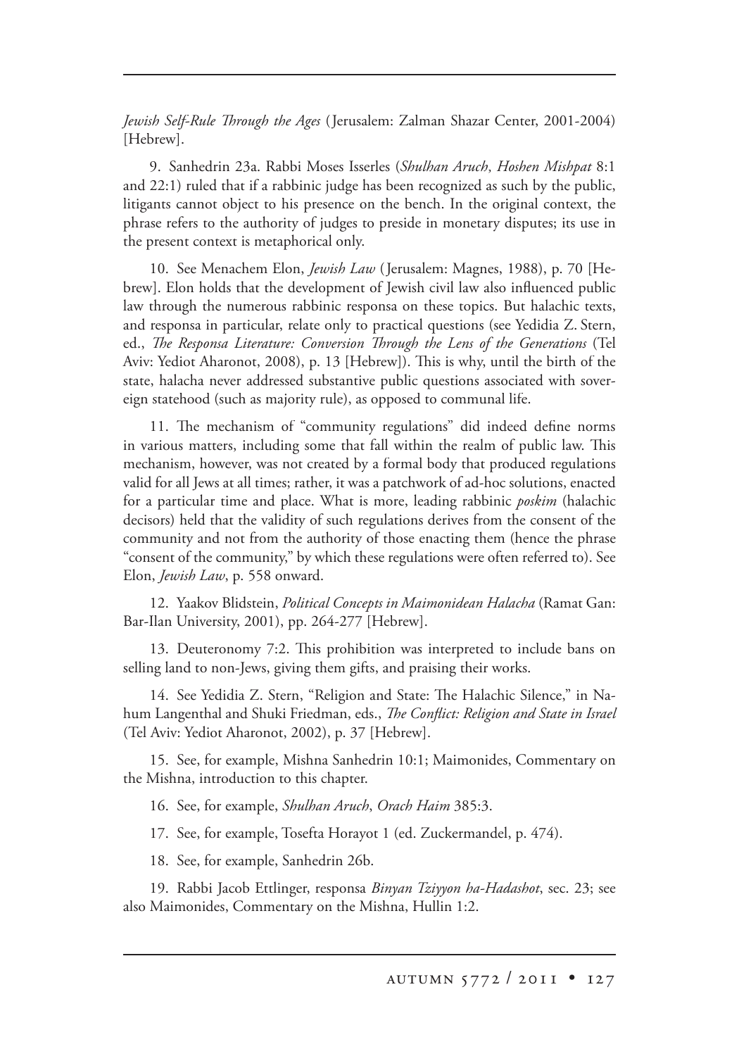*Jewish Self-Rule Through the Ages* (Jerusalem: Zalman Shazar Center, 2001-2004) [Hebrew].

9. Sanhedrin 23a. Rabbi Moses Isserles (*Shulhan Aruch, Hoshen Mishpat* 8:1 and 22:1) ruled that if a rabbinic judge has been recognized as such by the public, litigants cannot object to his presence on the bench. In the original context, the phrase refers to the authority of judges to preside in monetary disputes; its use in the present context is metaphorical only.

10. See Menachem Elon, *Jewish Law* (Jerusalem: Magnes, 1988), p. 70 [Hebrew]. Elon holds that the development of Jewish civil law also influenced public law through the numerous rabbinic responsa on these topics. But halachic texts, and responsa in particular, relate only to practical questions (see Yedidia Z. Stern, ed., *The Responsa Literature: Conversion Through the Lens of the Generations* (Tel Aviv: Yediot Aharonot, 2008), p. 13 [Hebrew]). This is why, until the birth of the state, halacha never addressed substantive public questions associated with sovereign statehood (such as majority rule), as opposed to communal life.

11. The mechanism of "community regulations" did indeed define norms in various matters, including some that fall within the realm of public law. This mechanism, however, was not created by a formal body that produced regulations valid for all Jews at all times; rather, it was a patchwork of ad-hoc solutions, enacted for a particular time and place. What is more, leading rabbinic *poskim* (halachic decisors) held that the validity of such regulations derives from the consent of the community and not from the authority of those enacting them (hence the phrase "consent of the community," by which these regulations were often referred to). See Elon, *Jewish Law*, p. 558 onward.

12. Yaakov Blidstein, *Political Concepts in Maimonidean Halacha* (Ramat Gan: Bar-Ilan University, 2001), pp. 264-277 [Hebrew].

13. Deuteronomy 7:2. This prohibition was interpreted to include bans on selling land to non-Jews, giving them gifts, and praising their works.

14. See Yedidia Z. Stern, "Religion and State: The Halachic Silence," in Nahum Langenthal and Shuki Friedman, eds., *The Conflict: Religion and State in Israel* (Tel Aviv: Yediot Aharonot, 2002), p. 37 [Hebrew].

15. See, for example, Mishna Sanhedrin 10:1; Maimonides, Commentary on the Mishna, introduction to this chapter.

16. See, for example, *Shulhan Aruch*, *Orach Haim* 385:3.

17. See, for example, Tosefta Horayot 1 (ed. Zuckermandel, p. 474).

18. See, for example, Sanhedrin 26b.

19. Rabbi Jacob Ettlinger, responsa *Binyan Tziyyon ha-Hadashot*, sec. 23; see also Maimonides, Commentary on the Mishna, Hullin 1:2.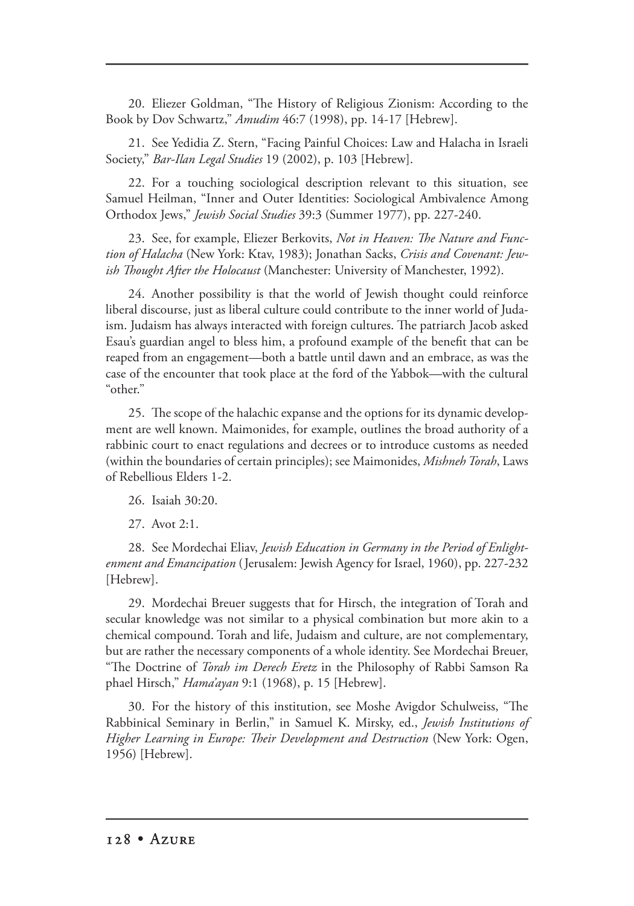20. Eliezer Goldman, "The History of Religious Zionism: According to the Book by Dov Schwartz," *Amudim* 46:7 (1998), pp. 14-17 [Hebrew].

21. See Yedidia Z. Stern, "Facing Painful Choices: Law and Halacha in Israeli Society," *Bar-Ilan Legal Studies* 19 (2002), p. 103 [Hebrew].

22. For a touching sociological description relevant to this situation, see Samuel Heilman, "Inner and Outer Identities: Sociological Ambivalence Among Orthodox Jews," *Jewish Social Studies* 39:3 (Summer 1977), pp. 227-240.

23. See, for example, Eliezer Berkovits, *Not in Heaven: The Nature and Function of Halacha* (New York: Ktav, 1983); Jonathan Sacks, *Crisis and Covenant: Jewish Thought After the Holocaust* (Manchester: University of Manchester, 1992).

24. Another possibility is that the world of Jewish thought could reinforce liberal discourse, just as liberal culture could contribute to the inner world of Judaism. Judaism has always interacted with foreign cultures. The patriarch Jacob asked Esau's guardian angel to bless him, a profound example of the benefit that can be reaped from an engagement—both a battle until dawn and an embrace, as was the case of the encounter that took place at the ford of the Yabbok—with the cultural "other."

25. The scope of the halachic expanse and the options for its dynamic development are well known. Maimonides, for example, outlines the broad authority of a rabbinic court to enact regulations and decrees or to introduce customs as needed (within the boundaries of certain principles); see Maimonides, *Mishneh Torah*, Laws of Rebellious Elders 1-2.

26. Isaiah 30:20.

27. Avot 2:1.

28. See Mordechai Eliav, *Jewish Education in Germany in the Period of Enlightenment and Emancipation* (Jerusalem: Jewish Agency for Israel, 1960), pp. 227-232 [Hebrew].

29. Mordechai Breuer suggests that for Hirsch, the integration of Torah and secular knowledge was not similar to a physical combination but more akin to a chemical compound. Torah and life, Judaism and culture, are not complementary, but are rather the necessary components of a whole identity. See Mordechai Breuer, "The Doctrine of *Torah im Derech Eretz* in the Philosophy of Rabbi Samson Raphael Hirsch," *Hama'ayan* 9:1 (1968), p. 15 [Hebrew].

30. For the history of this institution, see Moshe Avigdor Schulweiss, "The Rabbinical Seminary in Berlin," in Samuel K. Mirsky, ed., *Jewish Institutions of Higher Learning in Europe: Their Development and Destruction* (New York: Ogen, 1956) [Hebrew].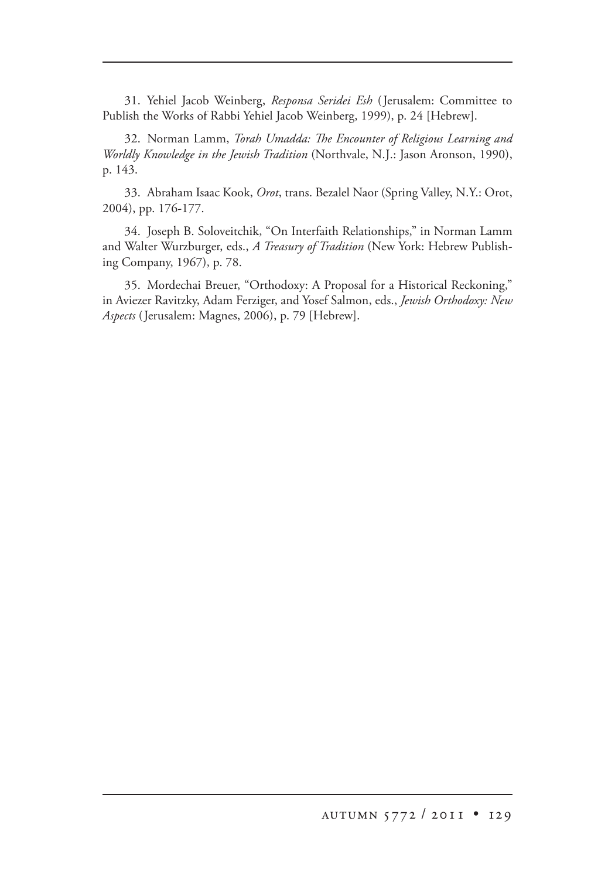31. Yehiel Jacob Weinberg, *Responsa Seridei Esh* (Jerusalem: Committee to Publish the Works of Rabbi Yehiel Jacob Weinberg, 1999), p. 24 [Hebrew].

32. Norman Lamm, *Torah Umadda: The Encounter of Religious Learning and Worldly Knowledge in the Jewish Tradition* (Northvale, N.J.: Jason Aronson, 1990), p. 143.

33. Abraham Isaac Kook, *Orot*, trans. Bezalel Naor (Spring Valley, N.Y.: Orot, 2004), pp. 176-177.

34. Joseph B. Soloveitchik, "On Interfaith Relationships," in Norman Lamm and Walter Wurzburger, eds., *A Treasury of Tradition* (New York: Hebrew Publishing Company, 1967), p. 78.

35. Mordechai Breuer, "Orthodoxy: A Proposal for a Historical Reckoning," in Aviezer Ravitzky, Adam Ferziger, and Yosef Salmon, eds., *Jewish Orthodoxy: New Aspects* (Jerusalem: Magnes, 2006), p. 79 [Hebrew].